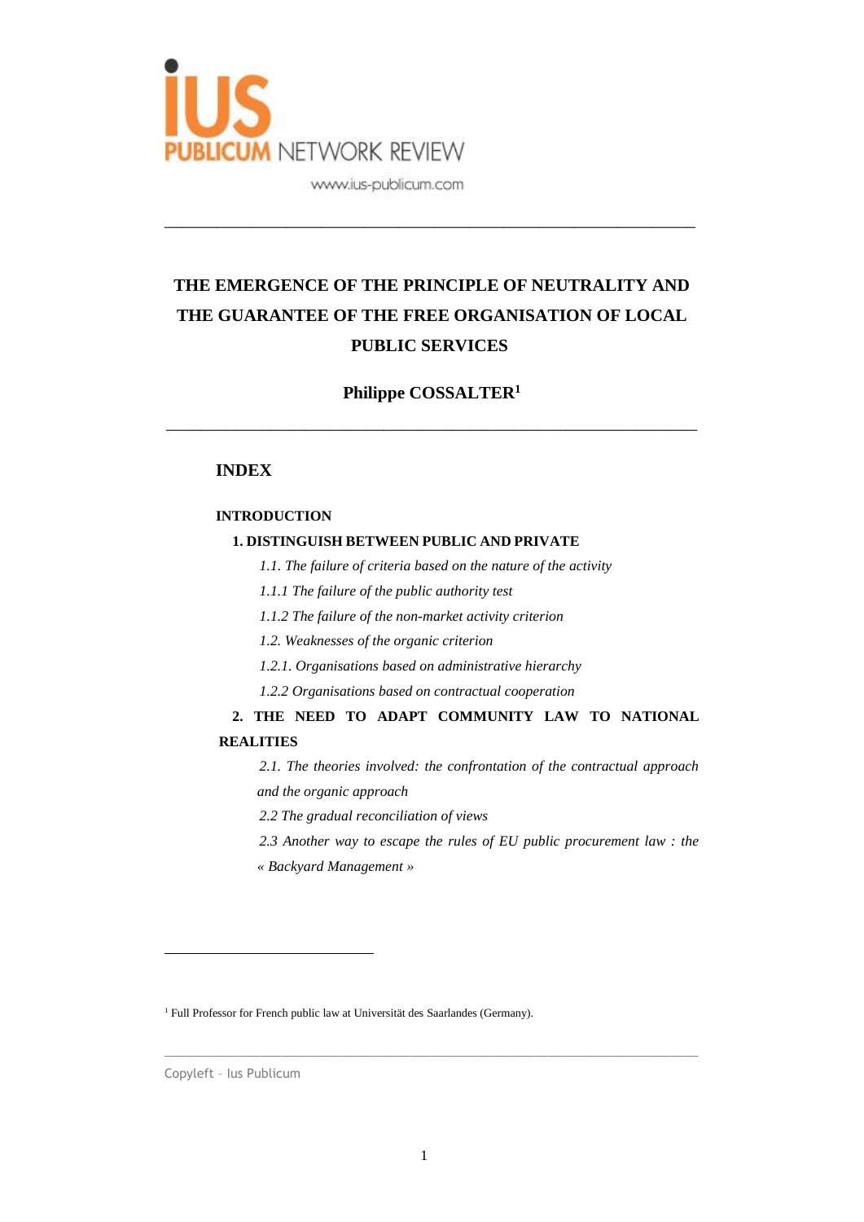# THE EMERGENCE OF THE PRINCIPLE OF NEUTRALITY AND THE GUARANTEE OF THE FREE ORGANISATION OF LOCAL PUBLIC SERVICES

**Philippe COSSALTER[1]**

## INDEX

**INTRODUCTION**

**1. DISTINGUISH BETWEEN PUBLIC AND PRIVATE**

*1.1. The failure of criteria based on the nature of the activity*

*1.1.1 The failure of the public authority test*

*1.1.2 The failure of the non-market activity criterion*

*1.2. Weaknesses of the organic criterion*

*1.2.1. Organisations based on administrative hierarchy*

*1.2.2 Organisations based on contractual cooperation*

**2. THE NEED TO ADAPT COMMUNITY LAW TO NATIONAL REALITIES**

*2.1. The theories involved: the confrontation of the contractual approach and the organic approach*

*2.2 The gradual reconciliation of views*

*2.3 Another way to escape the rules of EU public procurement law : the « Backyard Management »*

---

[1] Full Professor for French public law at Universität des Saarlandes (Germany).

Copyleft – Ius Publicum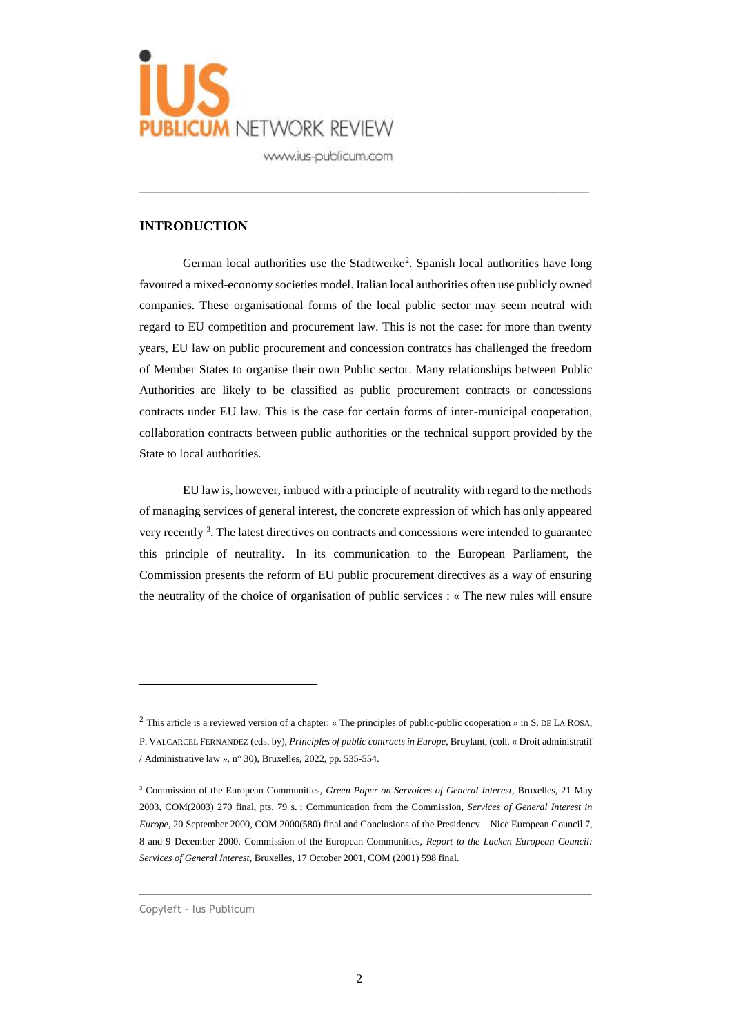## INTRODUCTION

German local authorities use the Stadtwerke[2]. Spanish local authorities have long favoured a mixed-economy societies model. Italian local authorities often use publicly owned companies. These organisational forms of the local public sector may seem neutral with regard to EU competition and procurement law. This is not the case: for more than twenty years, EU law on public procurement and concession contratcs has challenged the freedom of Member States to organise their own Public sector. Many relationships between Public Authorities are likely to be classified as public procurement contracts or concessions contracts under EU law. This is the case for certain forms of inter-municipal cooperation, collaboration contracts between public authorities or the technical support provided by the State to local authorities.

EU law is, however, imbued with a principle of neutrality with regard to the methods of managing services of general interest, the concrete expression of which has only appeared very recently [3]. The latest directives on contracts and concessions were intended to guarantee this principle of neutrality. In its communication to the European Parliament, the Commission presents the reform of EU public procurement directives as a way of ensuring the neutrality of the choice of organisation of public services : « The new rules will ensure

---

[2] This article is a reviewed version of a chapter: « The principles of public-public cooperation » in S. DE LA ROSA, P. VALCARCEL FERNANDEZ (eds. by), *Principles of public contracts in Europe*, Bruylant, (coll. « Droit administratif / Administrative law », n° 30), Bruxelles, 2022, pp. 535-554.

[3] Commission of the European Communities, *Green Paper on Servoices of General Interest*, Bruxelles, 21 May 2003, COM(2003) 270 final, pts. 79 s. ; Communication from the Commission, *Services of General Interest in Europe*, 20 September 2000, COM 2000(580) final and Conclusions of the Presidency – Nice European Council 7, 8 and 9 December 2000. Commission of the European Communities, *Report to the Laeken European Council: Services of General Interest*, Bruxelles, 17 October 2001, COM (2001) 598 final.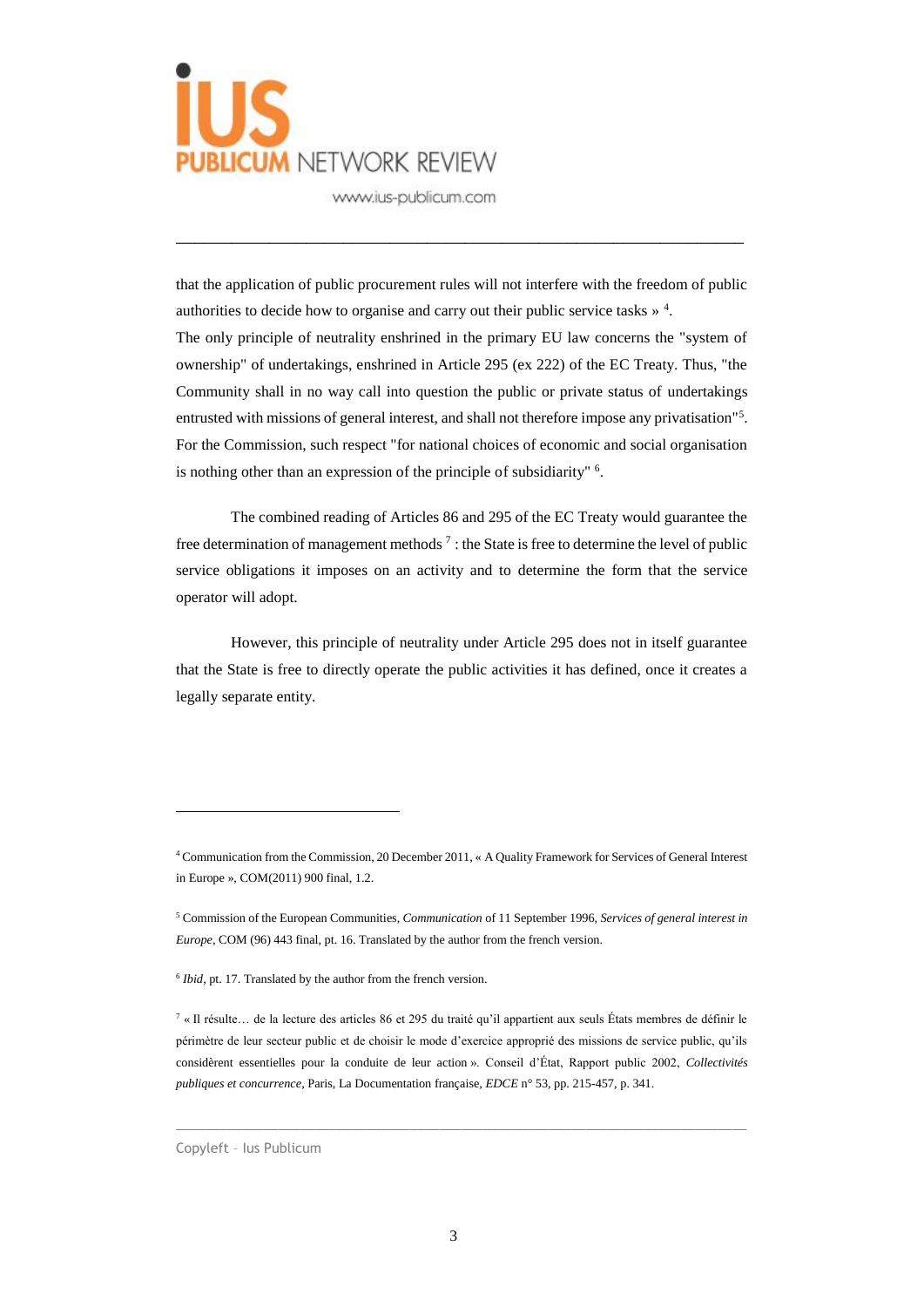that the application of public procurement rules will not interfere with the freedom of public authorities to decide how to organise and carry out their public service tasks » [4].

The only principle of neutrality enshrined in the primary EU law concerns the "system of ownership" of undertakings, enshrined in Article 295 (ex 222) of the EC Treaty. Thus, "the Community shall in no way call into question the public or private status of undertakings entrusted with missions of general interest, and shall not therefore impose any privatisation"[5]. For the Commission, such respect "for national choices of economic and social organisation is nothing other than an expression of the principle of subsidiarity" [6].

The combined reading of Articles 86 and 295 of the EC Treaty would guarantee the free determination of management methods [7] : the State is free to determine the level of public service obligations it imposes on an activity and to determine the form that the service operator will adopt.

However, this principle of neutrality under Article 295 does not in itself guarantee that the State is free to directly operate the public activities it has defined, once it creates a legally separate entity.

---

[4] Communication from the Commission, 20 December 2011, « A Quality Framework for Services of General Interest in Europe », COM(2011) 900 final, 1.2.

[5] Commission of the European Communities, *Communication* of 11 September 1996, *Services of general interest in Europe*, COM (96) 443 final, pt. 16. Translated by the author from the french version.

[6] *Ibid*, pt. 17. Translated by the author from the french version.

[7] « Il résulte… de la lecture des articles 86 et 295 du traité qu'il appartient aux seuls États membres de définir le périmètre de leur secteur public et de choisir le mode d'exercice approprié des missions de service public, qu'ils considèrent essentielles pour la conduite de leur action ». Conseil d'État, Rapport public 2002, *Collectivités publiques et concurrence*, Paris, La Documentation française, *EDCE* n° 53, pp. 215-457, p. 341.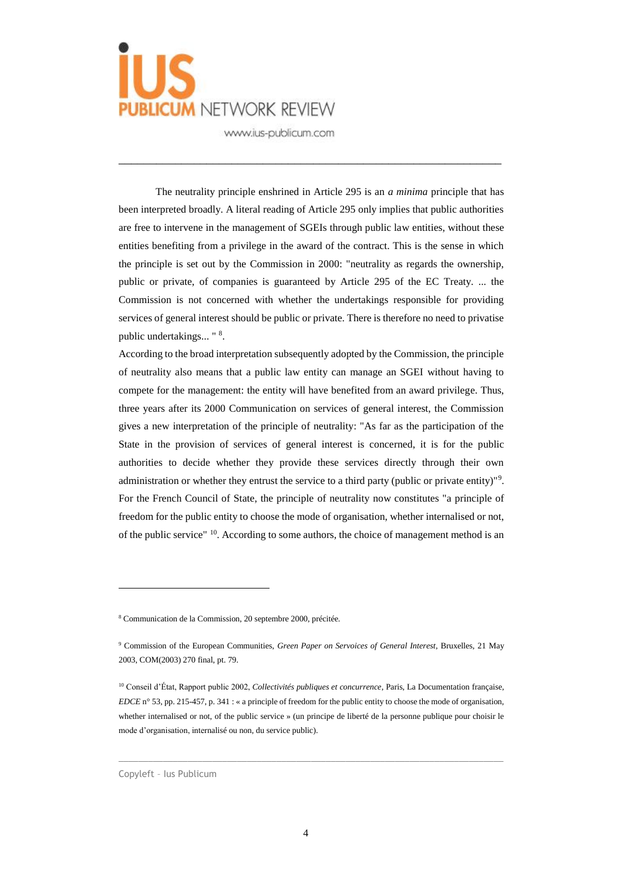The neutrality principle enshrined in Article 295 is an *a minima* principle that has been interpreted broadly. A literal reading of Article 295 only implies that public authorities are free to intervene in the management of SGEIs through public law entities, without these entities benefiting from a privilege in the award of the contract. This is the sense in which the principle is set out by the Commission in 2000: "neutrality as regards the ownership, public or private, of companies is guaranteed by Article 295 of the EC Treaty. ... the Commission is not concerned with whether the undertakings responsible for providing services of general interest should be public or private. There is therefore no need to privatise public undertakings... " [8].

According to the broad interpretation subsequently adopted by the Commission, the principle of neutrality also means that a public law entity can manage an SGEI without having to compete for the management: the entity will have benefited from an award privilege. Thus, three years after its 2000 Communication on services of general interest, the Commission gives a new interpretation of the principle of neutrality: "As far as the participation of the State in the provision of services of general interest is concerned, it is for the public authorities to decide whether they provide these services directly through their own administration or whether they entrust the service to a third party (public or private entity)"[9]. For the French Council of State, the principle of neutrality now constitutes "a principle of freedom for the public entity to choose the mode of organisation, whether internalised or not, of the public service" [10]. According to some authors, the choice of management method is an

---

[8] Communication de la Commission, 20 septembre 2000, précitée.

[9] Commission of the European Communities, *Green Paper on Servoices of General Interest*, Bruxelles, 21 May 2003, COM(2003) 270 final, pt. 79.

[10] Conseil d'État, Rapport public 2002, *Collectivités publiques et concurrence*, Paris, La Documentation française, *EDCE* n° 53, pp. 215-457, p. 341 : « a principle of freedom for the public entity to choose the mode of organisation, whether internalised or not, of the public service » (un principe de liberté de la personne publique pour choisir le mode d'organisation, internalisé ou non, du service public).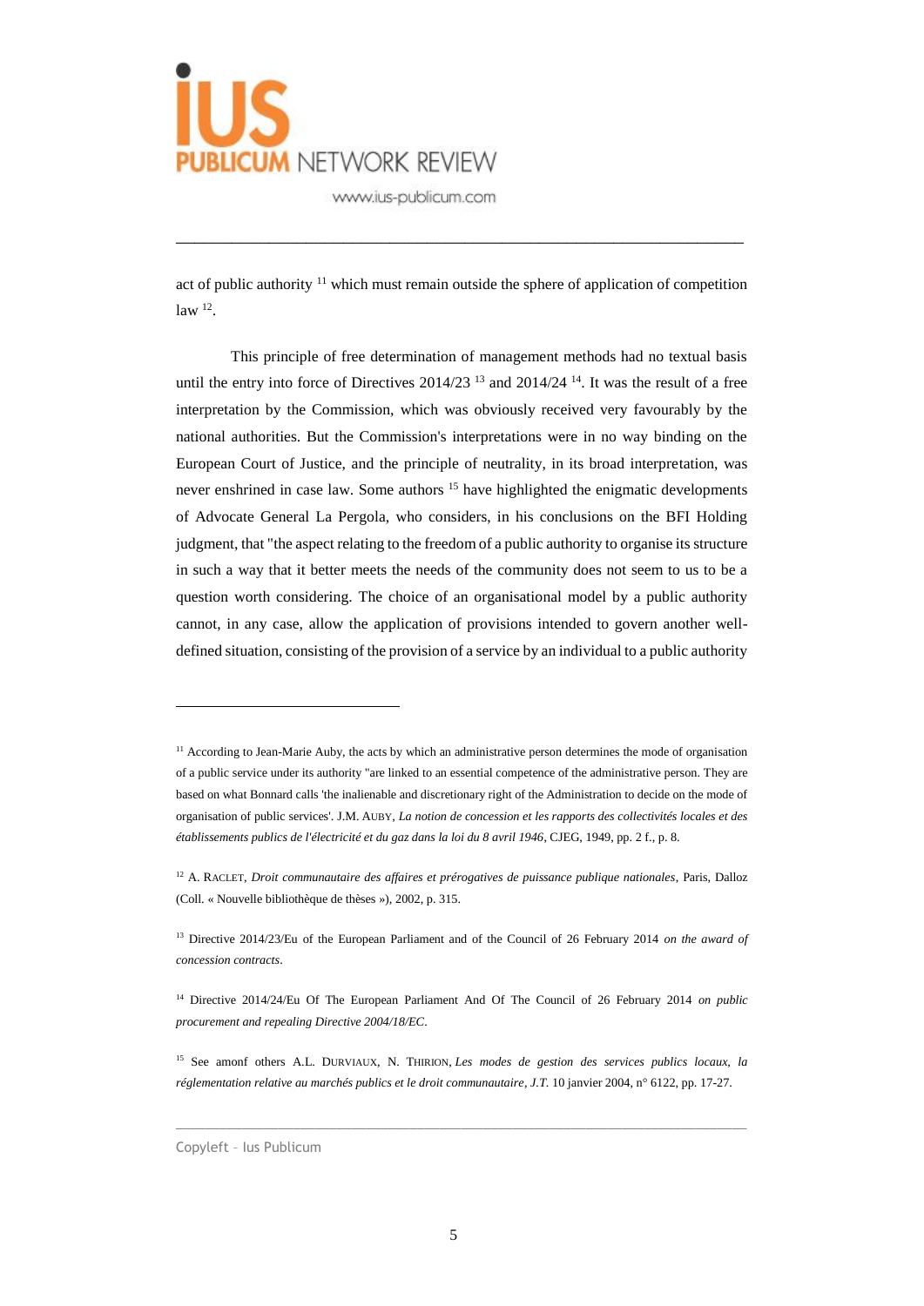act of public authority [11] which must remain outside the sphere of application of competition law [12].

This principle of free determination of management methods had no textual basis until the entry into force of Directives 2014/23 [13] and 2014/24 [14]. It was the result of a free interpretation by the Commission, which was obviously received very favourably by the national authorities. But the Commission's interpretations were in no way binding on the European Court of Justice, and the principle of neutrality, in its broad interpretation, was never enshrined in case law. Some authors [15] have highlighted the enigmatic developments of Advocate General La Pergola, who considers, in his conclusions on the BFI Holding judgment, that "the aspect relating to the freedom of a public authority to organise its structure in such a way that it better meets the needs of the community does not seem to us to be a question worth considering. The choice of an organisational model by a public authority cannot, in any case, allow the application of provisions intended to govern another well-defined situation, consisting of the provision of a service by an individual to a public authority

---

[11] According to Jean-Marie Auby, the acts by which an administrative person determines the mode of organisation of a public service under its authority "are linked to an essential competence of the administrative person. They are based on what Bonnard calls 'the inalienable and discretionary right of the Administration to decide on the mode of organisation of public services'. J.M. AUBY, *La notion de concession et les rapports des collectivités locales et des établissements publics de l'électricité et du gaz dans la loi du 8 avril 1946*, CJEG, 1949, pp. 2 f., p. 8.

[12] A. RACLET, *Droit communautaire des affaires et prérogatives de puissance publique nationales*, Paris, Dalloz (Coll. « Nouvelle bibliothèque de thèses »), 2002, p. 315.

[13] Directive 2014/23/Eu of the European Parliament and of the Council of 26 February 2014 *on the award of concession contracts*.

[14] Directive 2014/24/Eu Of The European Parliament And Of The Council of 26 February 2014 *on public procurement and repealing Directive 2004/18/EC*.

[15] See amonf others A.L. DURVIAUX, N. THIRION, *Les modes de gestion des services publics locaux, la réglementation relative au marchés publics et le droit communautaire*, *J.T.* 10 janvier 2004, n° 6122, pp. 17-27.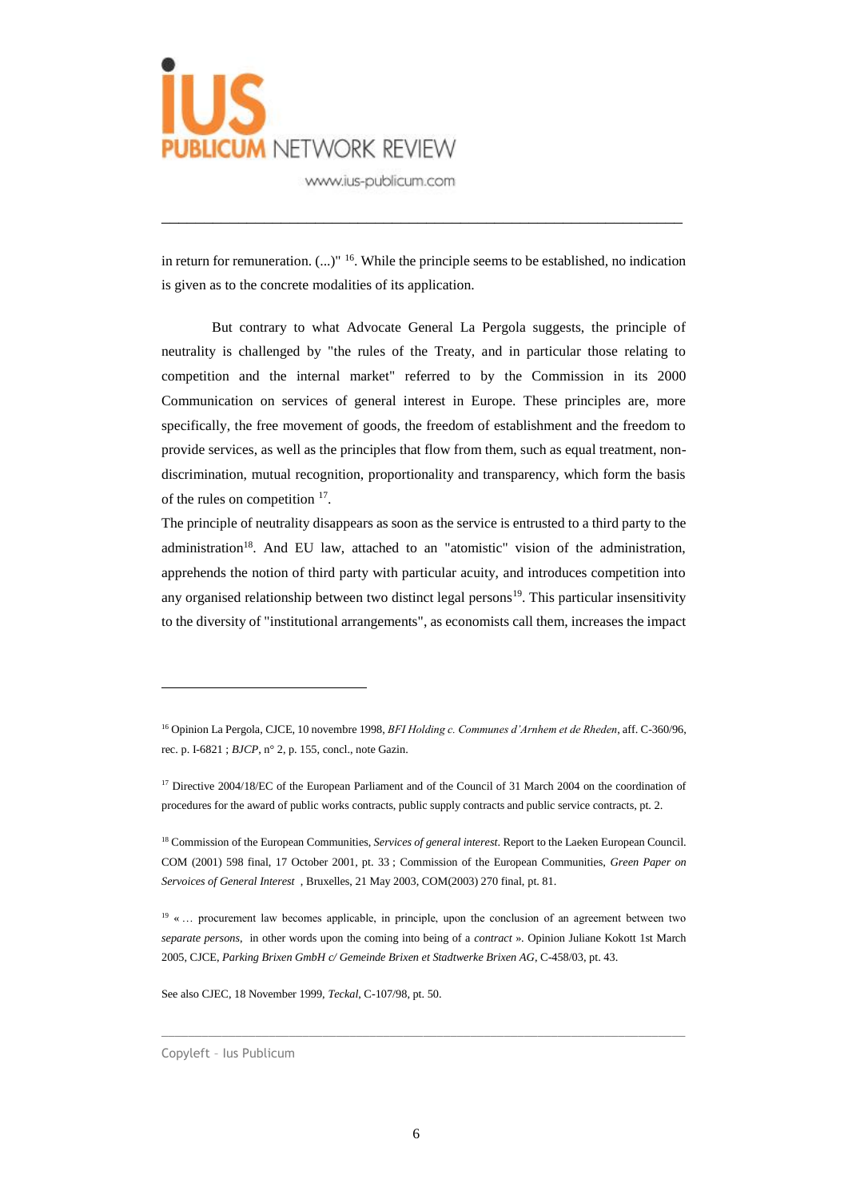in return for remuneration. (...)" [16]. While the principle seems to be established, no indication is given as to the concrete modalities of its application.

But contrary to what Advocate General La Pergola suggests, the principle of neutrality is challenged by "the rules of the Treaty, and in particular those relating to competition and the internal market" referred to by the Commission in its 2000 Communication on services of general interest in Europe. These principles are, more specifically, the free movement of goods, the freedom of establishment and the freedom to provide services, as well as the principles that flow from them, such as equal treatment, non-discrimination, mutual recognition, proportionality and transparency, which form the basis of the rules on competition [17].

The principle of neutrality disappears as soon as the service is entrusted to a third party to the administration[18]. And EU law, attached to an "atomistic" vision of the administration, apprehends the notion of third party with particular acuity, and introduces competition into any organised relationship between two distinct legal persons[19]. This particular insensitivity to the diversity of "institutional arrangements", as economists call them, increases the impact

---

[16] Opinion La Pergola, CJCE, 10 novembre 1998, *BFI Holding c. Communes d'Arnhem et de Rheden*, aff. C-360/96, rec. p. I-6821 ; *BJCP*, n° 2, p. 155, concl., note Gazin.

[17] Directive 2004/18/EC of the European Parliament and of the Council of 31 March 2004 on the coordination of procedures for the award of public works contracts, public supply contracts and public service contracts, pt. 2.

[18] Commission of the European Communities, *Services of general interest*. Report to the Laeken European Council. COM (2001) 598 final, 17 October 2001, pt. 33 ; Commission of the European Communities, *Green Paper on Servoices of General Interest* , Bruxelles, 21 May 2003, COM(2003) 270 final, pt. 81.

[19] « … procurement law becomes applicable, in principle, upon the conclusion of an agreement between two *separate persons*, in other words upon the coming into being of a *contract* ». Opinion Juliane Kokott 1st March 2005, CJCE, *Parking Brixen GmbH c/ Gemeinde Brixen et Stadtwerke Brixen AG*, C-458/03, pt. 43.

See also CJEC, 18 November 1999, *Teckal*, C-107/98, pt. 50.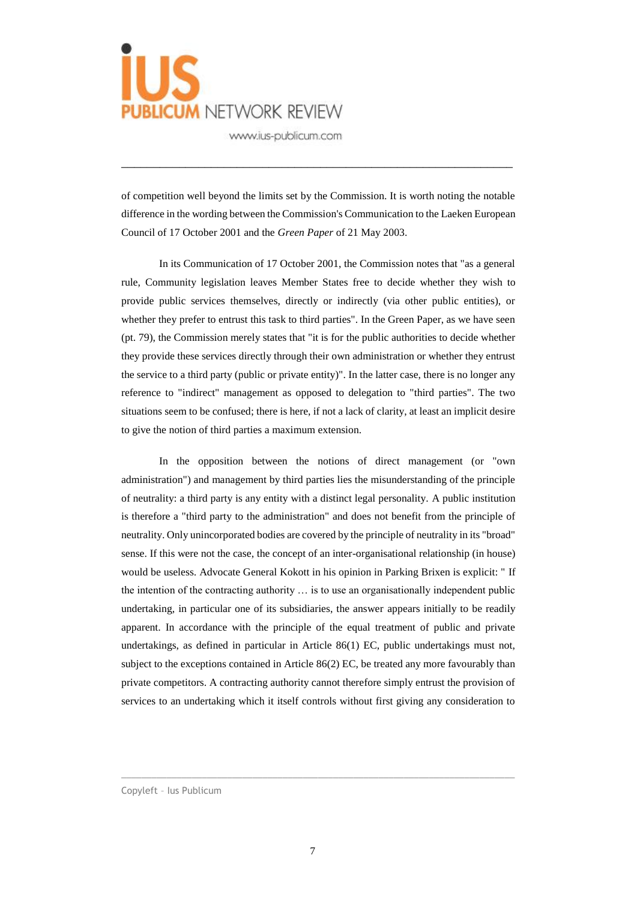of competition well beyond the limits set by the Commission. It is worth noting the notable difference in the wording between the Commission's Communication to the Laeken European Council of 17 October 2001 and the *Green Paper* of 21 May 2003.

In its Communication of 17 October 2001, the Commission notes that "as a general rule, Community legislation leaves Member States free to decide whether they wish to provide public services themselves, directly or indirectly (via other public entities), or whether they prefer to entrust this task to third parties". In the Green Paper, as we have seen (pt. 79), the Commission merely states that "it is for the public authorities to decide whether they provide these services directly through their own administration or whether they entrust the service to a third party (public or private entity)". In the latter case, there is no longer any reference to "indirect" management as opposed to delegation to "third parties". The two situations seem to be confused; there is here, if not a lack of clarity, at least an implicit desire to give the notion of third parties a maximum extension.

In the opposition between the notions of direct management (or "own administration") and management by third parties lies the misunderstanding of the principle of neutrality: a third party is any entity with a distinct legal personality. A public institution is therefore a "third party to the administration" and does not benefit from the principle of neutrality. Only unincorporated bodies are covered by the principle of neutrality in its "broad" sense. If this were not the case, the concept of an inter-organisational relationship (in house) would be useless. Advocate General Kokott in his opinion in Parking Brixen is explicit: " If the intention of the contracting authority … is to use an organisationally independent public undertaking, in particular one of its subsidiaries, the answer appears initially to be readily apparent. In accordance with the principle of the equal treatment of public and private undertakings, as defined in particular in Article 86(1) EC, public undertakings must not, subject to the exceptions contained in Article 86(2) EC, be treated any more favourably than private competitors. A contracting authority cannot therefore simply entrust the provision of services to an undertaking which it itself controls without first giving any consideration to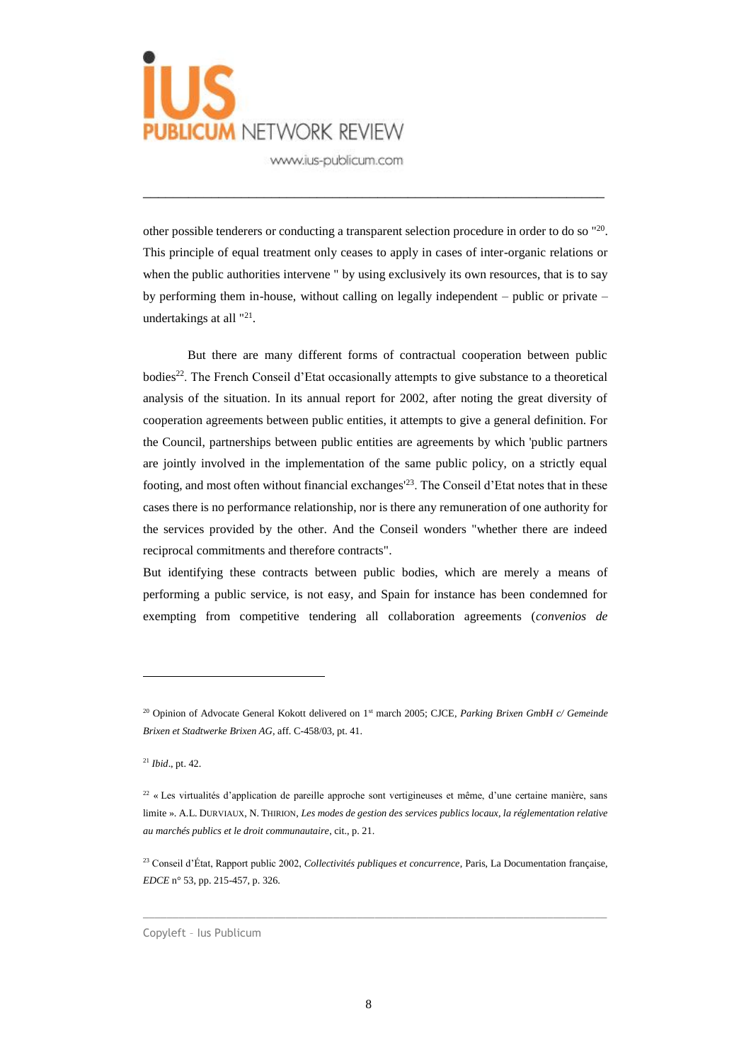other possible tenderers or conducting a transparent selection procedure in order to do so "[20]. This principle of equal treatment only ceases to apply in cases of inter-organic relations or when the public authorities intervene " by using exclusively its own resources, that is to say by performing them in-house, without calling on legally independent – public or private – undertakings at all "[21].

But there are many different forms of contractual cooperation between public bodies[22]. The French Conseil d'Etat occasionally attempts to give substance to a theoretical analysis of the situation. In its annual report for 2002, after noting the great diversity of cooperation agreements between public entities, it attempts to give a general definition. For the Council, partnerships between public entities are agreements by which 'public partners are jointly involved in the implementation of the same public policy, on a strictly equal footing, and most often without financial exchanges'[23]. The Conseil d'Etat notes that in these cases there is no performance relationship, nor is there any remuneration of one authority for the services provided by the other. And the Conseil wonders "whether there are indeed reciprocal commitments and therefore contracts".

But identifying these contracts between public bodies, which are merely a means of performing a public service, is not easy, and Spain for instance has been condemned for exempting from competitive tendering all collaboration agreements (*convenios de*

---

[20] Opinion of Advocate General Kokott delivered on 1st march 2005; CJCE, *Parking Brixen GmbH c/ Gemeinde Brixen et Stadtwerke Brixen AG*, aff. C-458/03, pt. 41.

[21] *Ibid*., pt. 42.

[22] « Les virtualités d'application de pareille approche sont vertigineuses et même, d'une certaine manière, sans limite ». A.L. DURVIAUX, N. THIRION, *Les modes de gestion des services publics locaux, la réglementation relative au marchés publics et le droit communautaire*, cit., p. 21.

[23] Conseil d'État, Rapport public 2002, *Collectivités publiques et concurrence*, Paris, La Documentation française, *EDCE* n° 53, pp. 215-457, p. 326.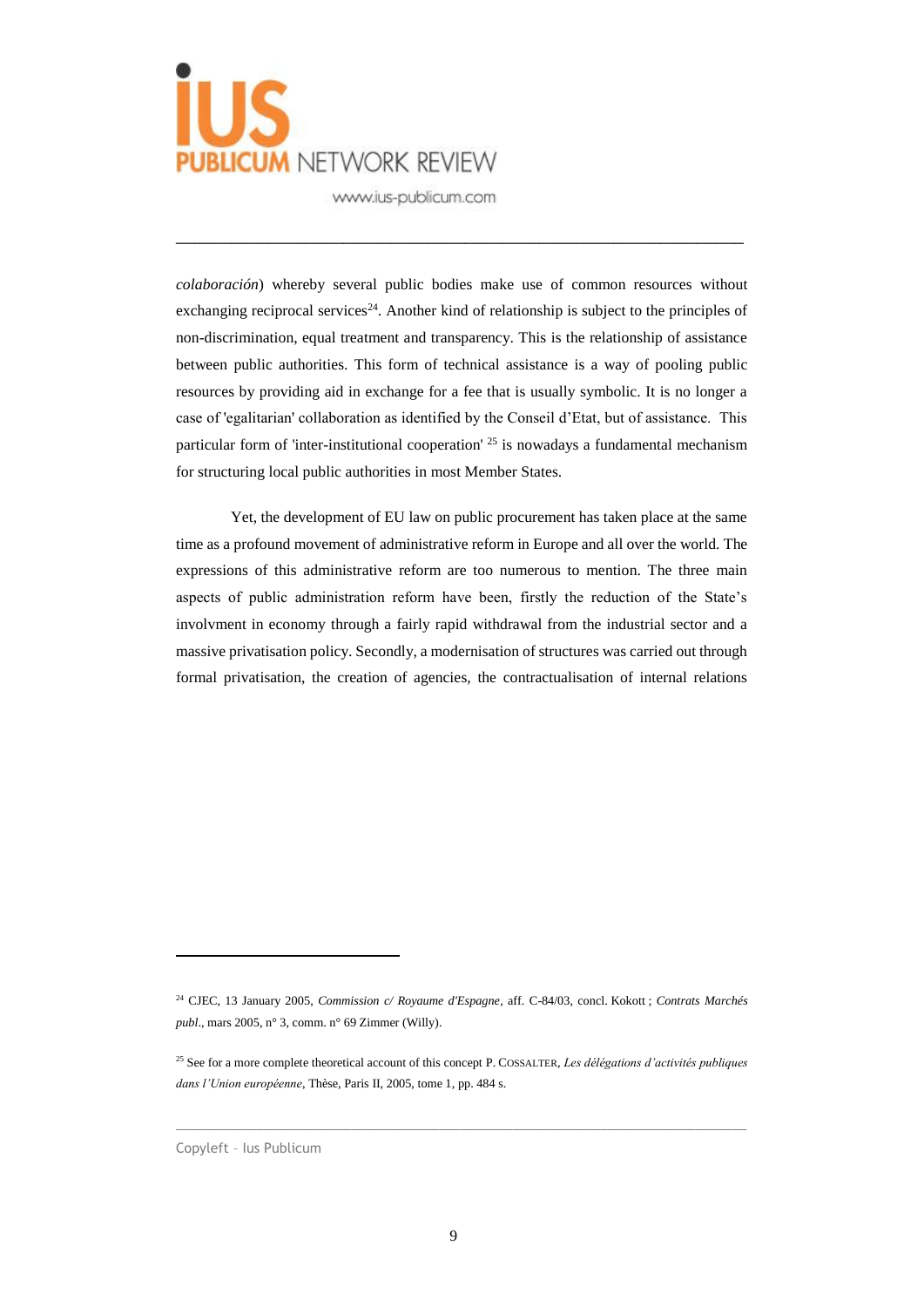*colaboración*) whereby several public bodies make use of common resources without exchanging reciprocal services[24]. Another kind of relationship is subject to the principles of non-discrimination, equal treatment and transparency. This is the relationship of assistance between public authorities. This form of technical assistance is a way of pooling public resources by providing aid in exchange for a fee that is usually symbolic. It is no longer a case of 'egalitarian' collaboration as identified by the Conseil d'Etat, but of assistance. This particular form of 'inter-institutional cooperation' [25] is nowadays a fundamental mechanism for structuring local public authorities in most Member States.

Yet, the development of EU law on public procurement has taken place at the same time as a profound movement of administrative reform in Europe and all over the world. The expressions of this administrative reform are too numerous to mention. The three main aspects of public administration reform have been, firstly the reduction of the State's involvment in economy through a fairly rapid withdrawal from the industrial sector and a massive privatisation policy. Secondly, a modernisation of structures was carried out through formal privatisation, the creation of agencies, the contractualisation of internal relations

---

[24] CJEC, 13 January 2005, *Commission c/ Royaume d'Espagne*, aff. C-84/03, concl. Kokott ; *Contrats Marchés publ.*, mars 2005, n° 3, comm. n° 69 Zimmer (Willy).

[25] See for a more complete theoretical account of this concept P. COSSALTER, *Les délégations d'activités publiques dans l'Union européenne*, Thèse, Paris II, 2005, tome 1, pp. 484 s.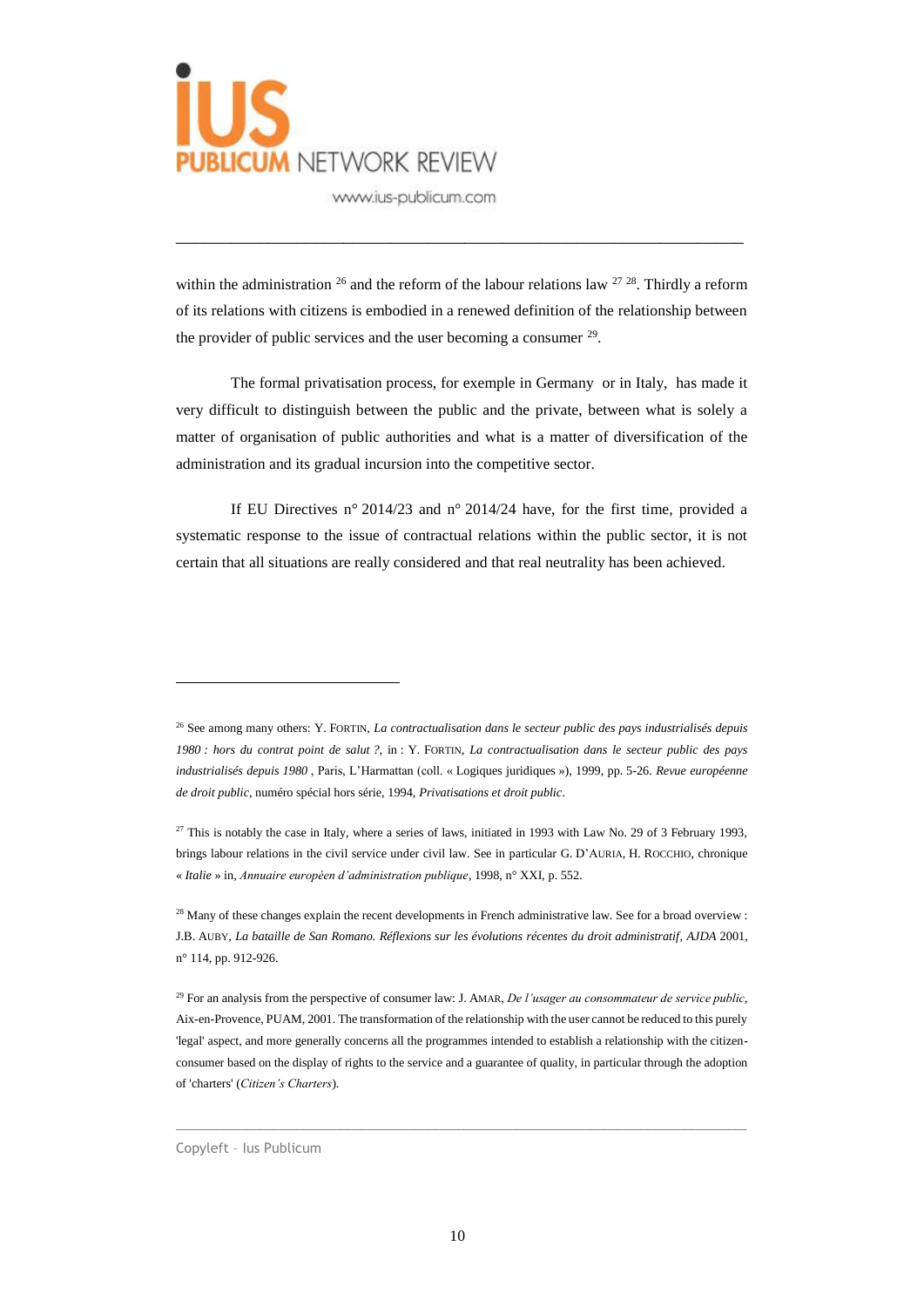within the administration [26] and the reform of the labour relations law [27] [28]. Thirdly a reform of its relations with citizens is embodied in a renewed definition of the relationship between the provider of public services and the user becoming a consumer [29].

The formal privatisation process, for exemple in Germany or in Italy, has made it very difficult to distinguish between the public and the private, between what is solely a matter of organisation of public authorities and what is a matter of diversification of the administration and its gradual incursion into the competitive sector.

If EU Directives n° 2014/23 and n° 2014/24 have, for the first time, provided a systematic response to the issue of contractual relations within the public sector, it is not certain that all situations are really considered and that real neutrality has been achieved.

---

[26] See among many others: Y. Fortin, *La contractualisation dans le secteur public des pays industrialisés depuis 1980 : hors du contrat point de salut ?*, in : Y. Fortin, *La contractualisation dans le secteur public des pays industrialisés depuis 1980* , Paris, L'Harmattan (coll. « Logiques juridiques »), 1999, pp. 5-26. *Revue européenne de droit public*, numéro spécial hors série, 1994, *Privatisations et droit public*.

[27] This is notably the case in Italy, where a series of laws, initiated in 1993 with Law No. 29 of 3 February 1993, brings labour relations in the civil service under civil law. See in particular G. D'Auria, H. Rocchio, chronique « *Italie* » in, *Annuaire européen d'administration publique*, 1998, n° XXI, p. 552.

[28] Many of these changes explain the recent developments in French administrative law. See for a broad overview : J.B. Auby, *La bataille de San Romano. Réflexions sur les évolutions récentes du droit administratif*, *AJDA* 2001, n° 114, pp. 912-926.

[29] For an analysis from the perspective of consumer law: J. Amar, *De l'usager au consommateur de service public*, Aix-en-Provence, PUAM, 2001. The transformation of the relationship with the user cannot be reduced to this purely 'legal' aspect, and more generally concerns all the programmes intended to establish a relationship with the citizen-consumer based on the display of rights to the service and a guarantee of quality, in particular through the adoption of 'charters' (*Citizen's Charters*).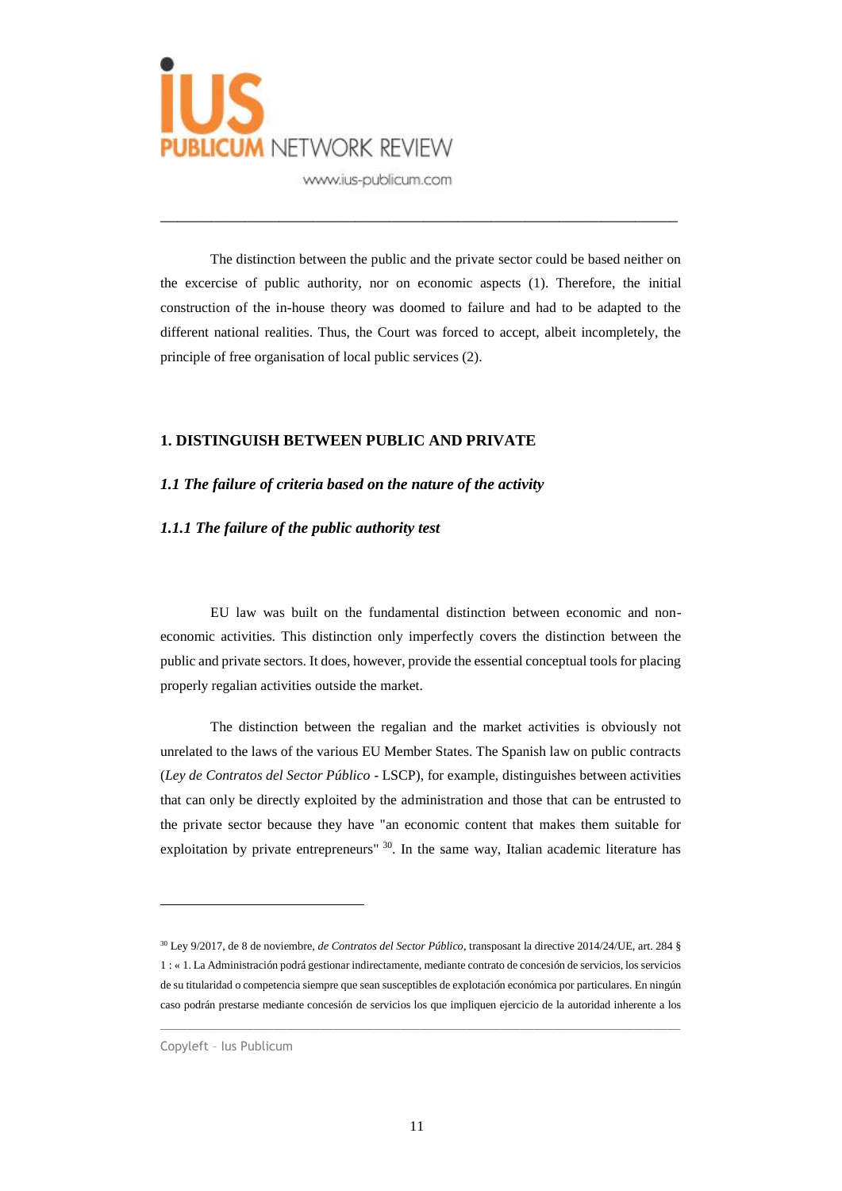The distinction between the public and the private sector could be based neither on the excercise of public authority, nor on economic aspects (1). Therefore, the initial construction of the in-house theory was doomed to failure and had to be adapted to the different national realities. Thus, the Court was forced to accept, albeit incompletely, the principle of free organisation of local public services (2).

## 1. DISTINGUISH BETWEEN PUBLIC AND PRIVATE

### *1.1 The failure of criteria based on the nature of the activity*

#### *1.1.1 The failure of the public authority test*

EU law was built on the fundamental distinction between economic and non-economic activities. This distinction only imperfectly covers the distinction between the public and private sectors. It does, however, provide the essential conceptual tools for placing properly regalian activities outside the market.

The distinction between the regalian and the market activities is obviously not unrelated to the laws of the various EU Member States. The Spanish law on public contracts (*Ley de Contratos del Sector Público* - LSCP), for example, distinguishes between activities that can only be directly exploited by the administration and those that can be entrusted to the private sector because they have "an economic content that makes them suitable for exploitation by private entrepreneurs" [30]. In the same way, Italian academic literature has

---

[30] Ley 9/2017, de 8 de noviembre, *de Contratos del Sector Público*, transposant la directive 2014/24/UE, art. 284 § 1 : « 1. La Administración podrá gestionar indirectamente, mediante contrato de concesión de servicios, los servicios de su titularidad o competencia siempre que sean susceptibles de explotación económica por particulares. En ningún caso podrán prestarse mediante concesión de servicios los que impliquen ejercicio de la autoridad inherente a los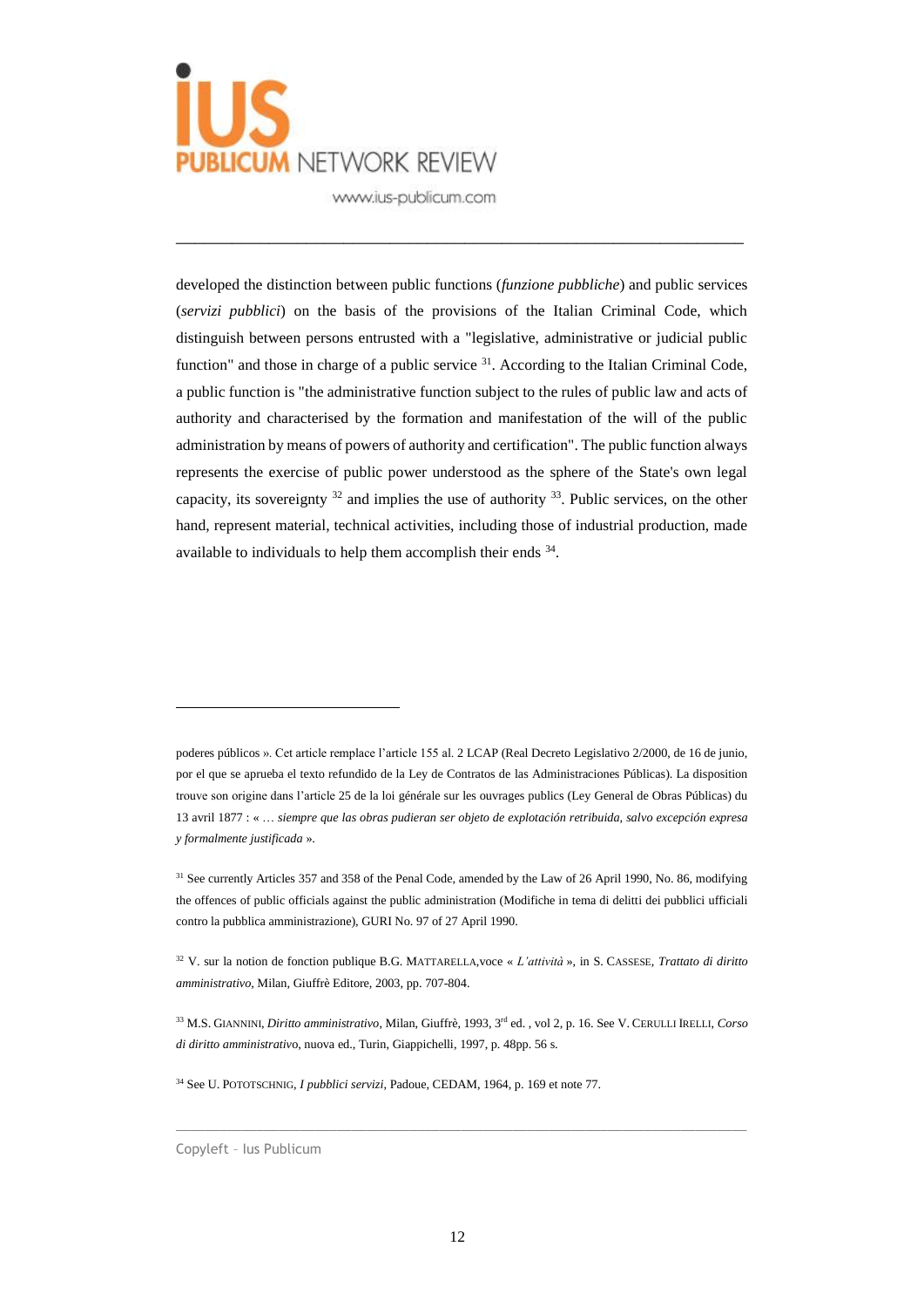developed the distinction between public functions (*funzione pubbliche*) and public services (*servizi pubblici*) on the basis of the provisions of the Italian Criminal Code, which distinguish between persons entrusted with a "legislative, administrative or judicial public function" and those in charge of a public service [31]. According to the Italian Criminal Code, a public function is "the administrative function subject to the rules of public law and acts of authority and characterised by the formation and manifestation of the will of the public administration by means of powers of authority and certification". The public function always represents the exercise of public power understood as the sphere of the State's own legal capacity, its sovereignty [32] and implies the use of authority [33]. Public services, on the other hand, represent material, technical activities, including those of industrial production, made available to individuals to help them accomplish their ends [34].

---

poderes públicos ». Cet article remplace l'article 155 al. 2 LCAP (Real Decreto Legislativo 2/2000, de 16 de junio, por el que se aprueba el texto refundido de la Ley de Contratos de las Administraciones Públicas). La disposition trouve son origine dans l'article 25 de la loi générale sur les ouvrages publics (Ley General de Obras Públicas) du 13 avril 1877 : « … *siempre que las obras pudieran ser objeto de explotación retribuida, salvo excepción expresa y formalmente justificada* ».

[31] See currently Articles 357 and 358 of the Penal Code, amended by the Law of 26 April 1990, No. 86, modifying the offences of public officials against the public administration (Modifiche in tema di delitti dei pubblici ufficiali contro la pubblica amministrazione), GURI No. 97 of 27 April 1990.

[32] V. sur la notion de fonction publique B.G. MATTARELLA,voce « *L'attività* », in S. CASSESE, *Trattato di diritto amministrativo*, Milan, Giuffrè Editore, 2003, pp. 707-804.

[33] M.S. GIANNINI, *Diritto amministrativo*, Milan, Giuffrè, 1993, 3rd ed. , vol 2, p. 16. See V. CERULLI IRELLI, *Corso di diritto amministrativo*, nuova ed., Turin, Giappichelli, 1997, p. 48pp. 56 s.

[34] See U. POTOTSCHNIG, *I pubblici servizi*, Padoue, CEDAM, 1964, p. 169 et note 77.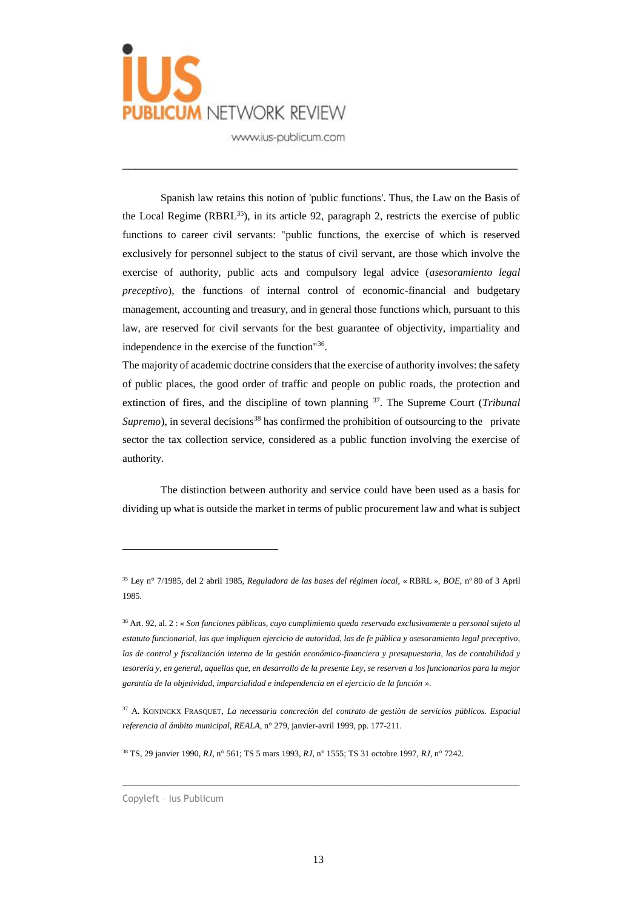Spanish law retains this notion of 'public functions'. Thus, the Law on the Basis of the Local Regime (RBRL[35]), in its article 92, paragraph 2, restricts the exercise of public functions to career civil servants: "public functions, the exercise of which is reserved exclusively for personnel subject to the status of civil servant, are those which involve the exercise of authority, public acts and compulsory legal advice (*asesoramiento legal preceptivo*), the functions of internal control of economic-financial and budgetary management, accounting and treasury, and in general those functions which, pursuant to this law, are reserved for civil servants for the best guarantee of objectivity, impartiality and independence in the exercise of the function"[36].

The majority of academic doctrine considers that the exercise of authority involves: the safety of public places, the good order of traffic and people on public roads, the protection and extinction of fires, and the discipline of town planning [37]. The Supreme Court (*Tribunal Supremo*), in several decisions[38] has confirmed the prohibition of outsourcing to the private sector the tax collection service, considered as a public function involving the exercise of authority.

The distinction between authority and service could have been used as a basis for dividing up what is outside the market in terms of public procurement law and what is subject

---

[35] Ley n° 7/1985, del 2 abril 1985, *Reguladora de las bases del régimen local*, « RBRL », *BOE*, nº 80 of 3 April 1985.

[36] Art. 92, al. 2 : « *Son funciones públicas, cuyo cumplimiento queda reservado exclusivamente a personal sujeto al estatuto funcionarial, las que impliquen ejercicio de autoridad, las de fe pública y asesoramiento legal preceptivo, las de control y fiscalización interna de la gestión económico-financiera y presupuestaria, las de contabilidad y tesorería y, en general, aquellas que, en desarrollo de la presente Ley, se reserven a los funcionarios para la mejor garantía de la objetividad, imparcialidad e independencia en el ejercicio de la función* ».

[37] A. KONINCKX FRASQUET, *La necessaria concreciòn del contrato de gestiòn de servicios públicos. Espacial referencia al ámbito municipal*, *REALA*, n° 279, janvier-avril 1999, pp. 177-211.

[38] TS, 29 janvier 1990, *RJ*, n° 561; TS 5 mars 1993, *RJ*, n° 1555; TS 31 octobre 1997, *RJ*, n° 7242.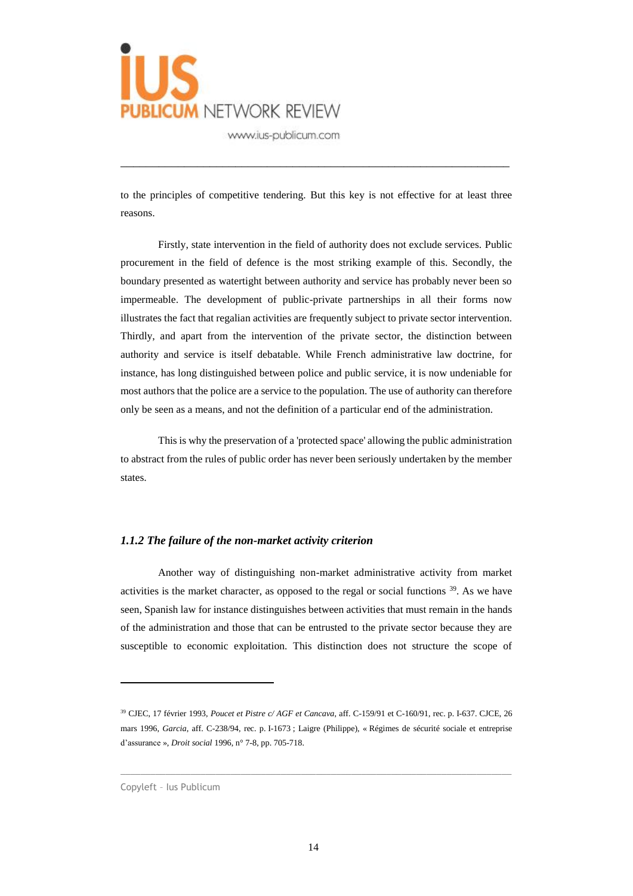to the principles of competitive tendering. But this key is not effective for at least three reasons.

Firstly, state intervention in the field of authority does not exclude services. Public procurement in the field of defence is the most striking example of this. Secondly, the boundary presented as watertight between authority and service has probably never been so impermeable. The development of public-private partnerships in all their forms now illustrates the fact that regalian activities are frequently subject to private sector intervention. Thirdly, and apart from the intervention of the private sector, the distinction between authority and service is itself debatable. While French administrative law doctrine, for instance, has long distinguished between police and public service, it is now undeniable for most authors that the police are a service to the population. The use of authority can therefore only be seen as a means, and not the definition of a particular end of the administration.

This is why the preservation of a 'protected space' allowing the public administration to abstract from the rules of public order has never been seriously undertaken by the member states.

### *1.1.2 The failure of the non-market activity criterion*

Another way of distinguishing non-market administrative activity from market activities is the market character, as opposed to the regal or social functions [39]. As we have seen, Spanish law for instance distinguishes between activities that must remain in the hands of the administration and those that can be entrusted to the private sector because they are susceptible to economic exploitation. This distinction does not structure the scope of

---

[39] CJEC, 17 février 1993, *Poucet et Pistre c/ AGF et Cancava*, aff. C-159/91 et C-160/91, rec. p. I-637. CJCE, 26 mars 1996, *Garcia*, aff. C-238/94, rec. p. I-1673 ; Laigre (Philippe), « Régimes de sécurité sociale et entreprise d'assurance », *Droit social* 1996, n° 7-8, pp. 705-718.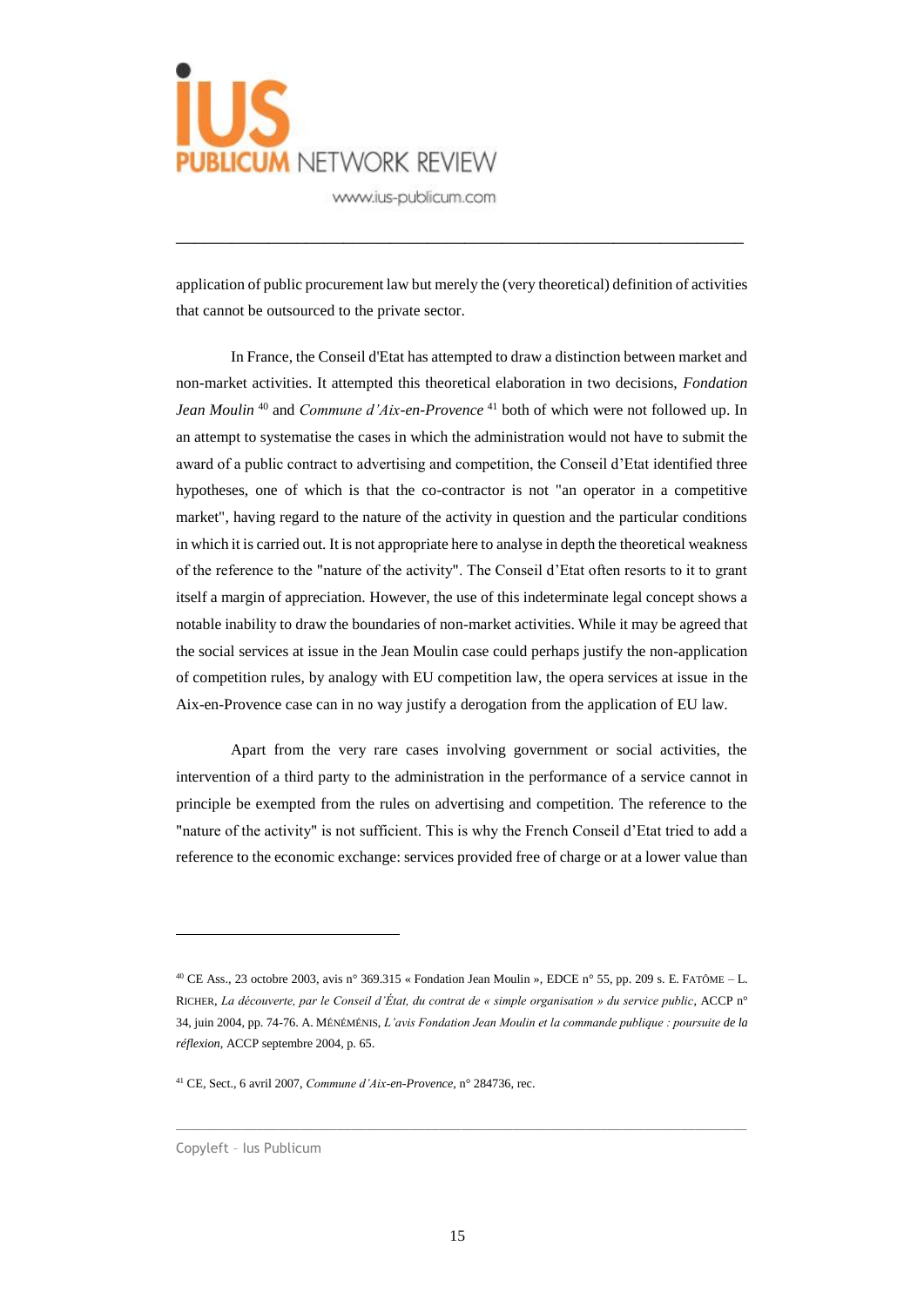application of public procurement law but merely the (very theoretical) definition of activities that cannot be outsourced to the private sector.

In France, the Conseil d'Etat has attempted to draw a distinction between market and non-market activities. It attempted this theoretical elaboration in two decisions, *Fondation Jean Moulin* [40] and *Commune d'Aix-en-Provence* [41] both of which were not followed up. In an attempt to systematise the cases in which the administration would not have to submit the award of a public contract to advertising and competition, the Conseil d'Etat identified three hypotheses, one of which is that the co-contractor is not "an operator in a competitive market", having regard to the nature of the activity in question and the particular conditions in which it is carried out. It is not appropriate here to analyse in depth the theoretical weakness of the reference to the "nature of the activity". The Conseil d'Etat often resorts to it to grant itself a margin of appreciation. However, the use of this indeterminate legal concept shows a notable inability to draw the boundaries of non-market activities. While it may be agreed that the social services at issue in the Jean Moulin case could perhaps justify the non-application of competition rules, by analogy with EU competition law, the opera services at issue in the Aix-en-Provence case can in no way justify a derogation from the application of EU law.

Apart from the very rare cases involving government or social activities, the intervention of a third party to the administration in the performance of a service cannot in principle be exempted from the rules on advertising and competition. The reference to the "nature of the activity" is not sufficient. This is why the French Conseil d'Etat tried to add a reference to the economic exchange: services provided free of charge or at a lower value than

---

[40] CE Ass., 23 octobre 2003, avis n° 369.315 « Fondation Jean Moulin », EDCE n° 55, pp. 209 s. E. FATÔME – L. RICHER, *La découverte, par le Conseil d'État, du contrat de « simple organisation » du service public*, ACCP n° 34, juin 2004, pp. 74-76. A. MÉNÉMÉNIS, *L'avis Fondation Jean Moulin et la commande publique : poursuite de la réflexion*, ACCP septembre 2004, p. 65.

[41] CE, Sect., 6 avril 2007, *Commune d'Aix-en-Provence*, n° 284736, rec.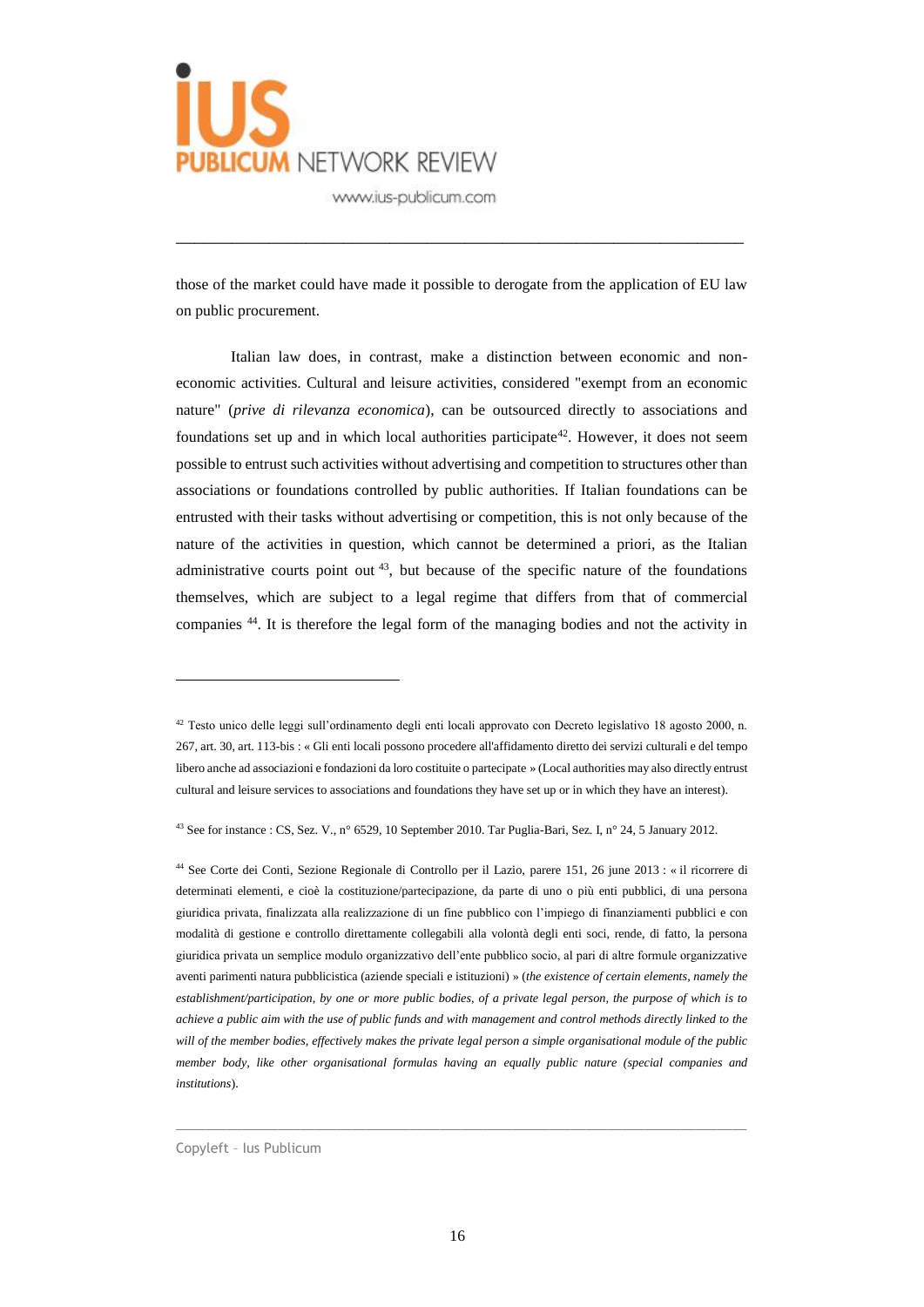those of the market could have made it possible to derogate from the application of EU law on public procurement.

Italian law does, in contrast, make a distinction between economic and non-economic activities. Cultural and leisure activities, considered "exempt from an economic nature" (*prive di rilevanza economica*), can be outsourced directly to associations and foundations set up and in which local authorities participate[42]. However, it does not seem possible to entrust such activities without advertising and competition to structures other than associations or foundations controlled by public authorities. If Italian foundations can be entrusted with their tasks without advertising or competition, this is not only because of the nature of the activities in question, which cannot be determined a priori, as the Italian administrative courts point out [43], but because of the specific nature of the foundations themselves, which are subject to a legal regime that differs from that of commercial companies [44]. It is therefore the legal form of the managing bodies and not the activity in

---

[42] Testo unico delle leggi sull'ordinamento degli enti locali approvato con Decreto legislativo 18 agosto 2000, n. 267, art. 30, art. 113-bis : « Gli enti locali possono procedere all'affidamento diretto dei servizi culturali e del tempo libero anche ad associazioni e fondazioni da loro costituite o partecipate » (Local authorities may also directly entrust cultural and leisure services to associations and foundations they have set up or in which they have an interest).

[43] See for instance : CS, Sez. V., n° 6529, 10 September 2010. Tar Puglia-Bari, Sez. I, n° 24, 5 January 2012.

[44] See Corte dei Conti, Sezione Regionale di Controllo per il Lazio, parere 151, 26 june 2013 : « il ricorrere di determinati elementi, e cioè la costituzione/partecipazione, da parte di uno o più enti pubblici, di una persona giuridica privata, finalizzata alla realizzazione di un fine pubblico con l'impiego di finanziamenti pubblici e con modalità di gestione e controllo direttamente collegabili alla volontà degli enti soci, rende, di fatto, la persona giuridica privata un semplice modulo organizzativo dell'ente pubblico socio, al pari di altre formule organizzative aventi parimenti natura pubblicistica (aziende speciali e istituzioni) » (*the existence of certain elements, namely the establishment/participation, by one or more public bodies, of a private legal person, the purpose of which is to achieve a public aim with the use of public funds and with management and control methods directly linked to the will of the member bodies, effectively makes the private legal person a simple organisational module of the public member body, like other organisational formulas having an equally public nature (special companies and institutions*).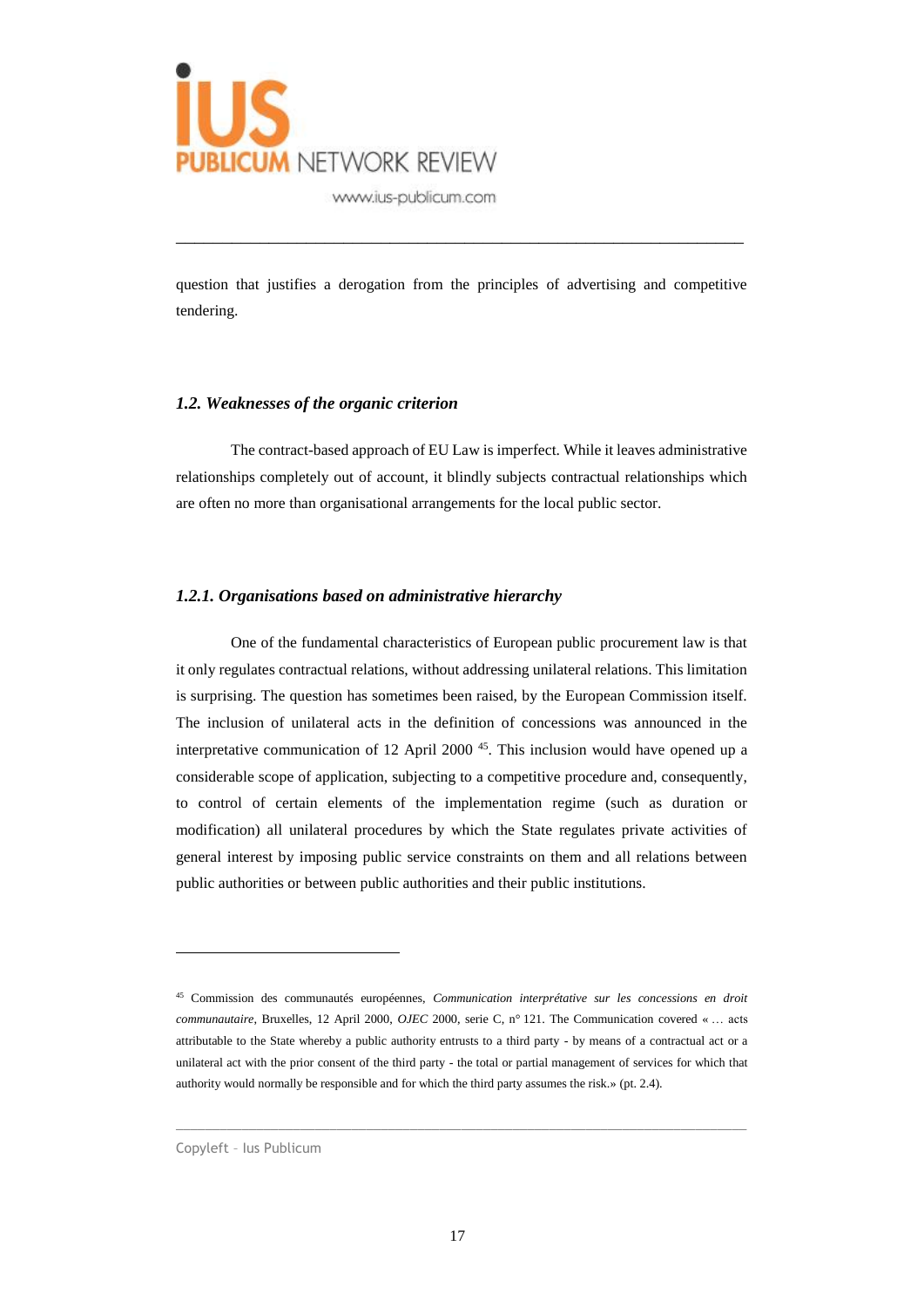question that justifies a derogation from the principles of advertising and competitive tendering.

### *1.2. Weaknesses of the organic criterion*

The contract-based approach of EU Law is imperfect. While it leaves administrative relationships completely out of account, it blindly subjects contractual relationships which are often no more than organisational arrangements for the local public sector.

#### *1.2.1. Organisations based on administrative hierarchy*

One of the fundamental characteristics of European public procurement law is that it only regulates contractual relations, without addressing unilateral relations. This limitation is surprising. The question has sometimes been raised, by the European Commission itself. The inclusion of unilateral acts in the definition of concessions was announced in the interpretative communication of 12 April 2000 [45]. This inclusion would have opened up a considerable scope of application, subjecting to a competitive procedure and, consequently, to control of certain elements of the implementation regime (such as duration or modification) all unilateral procedures by which the State regulates private activities of general interest by imposing public service constraints on them and all relations between public authorities or between public authorities and their public institutions.

---

[45] Commission des communautés européennes, *Communication interprétative sur les concessions en droit communautaire*, Bruxelles, 12 April 2000, *OJEC* 2000, serie C, n° 121. The Communication covered « … acts attributable to the State whereby a public authority entrusts to a third party - by means of a contractual act or a unilateral act with the prior consent of the third party - the total or partial management of services for which that authority would normally be responsible and for which the third party assumes the risk.» (pt. 2.4).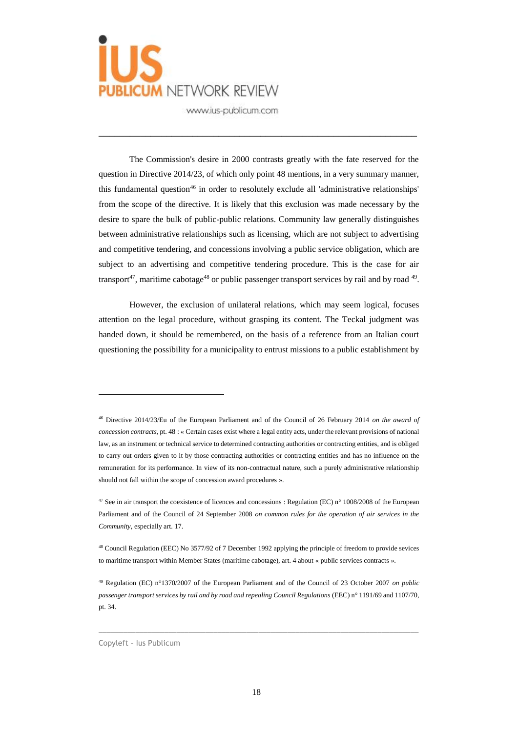The Commission's desire in 2000 contrasts greatly with the fate reserved for the question in Directive 2014/23, of which only point 48 mentions, in a very summary manner, this fundamental question[46] in order to resolutely exclude all 'administrative relationships' from the scope of the directive. It is likely that this exclusion was made necessary by the desire to spare the bulk of public-public relations. Community law generally distinguishes between administrative relationships such as licensing, which are not subject to advertising and competitive tendering, and concessions involving a public service obligation, which are subject to an advertising and competitive tendering procedure. This is the case for air transport[47], maritime cabotage[48] or public passenger transport services by rail and by road [49].

However, the exclusion of unilateral relations, which may seem logical, focuses attention on the legal procedure, without grasping its content. The Teckal judgment was handed down, it should be remembered, on the basis of a reference from an Italian court questioning the possibility for a municipality to entrust missions to a public establishment by

---

[46] Directive 2014/23/Eu of the European Parliament and of the Council of 26 February 2014 *on the award of concession contracts*, pt. 48 : « Certain cases exist where a legal entity acts, under the relevant provisions of national law, as an instrument or technical service to determined contracting authorities or contracting entities, and is obliged to carry out orders given to it by those contracting authorities or contracting entities and has no influence on the remuneration for its performance. In view of its non-contractual nature, such a purely administrative relationship should not fall within the scope of concession award procedures ».

[47] See in air transport the coexistence of licences and concessions : Regulation (EC) n° 1008/2008 of the European Parliament and of the Council of 24 September 2008 *on common rules for the operation of air services in the Community*, especially art. 17.

[48] Council Regulation (EEC) No 3577/92 of 7 December 1992 applying the principle of freedom to provide sevices to maritime transport within Member States (maritime cabotage), art. 4 about « public services contracts ».

[49] Regulation (EC) n°1370/2007 of the European Parliament and of the Council of 23 October 2007 *on public passenger transport services by rail and by road and repealing Council Regulations* (EEC) n° 1191/69 and 1107/70, pt. 34.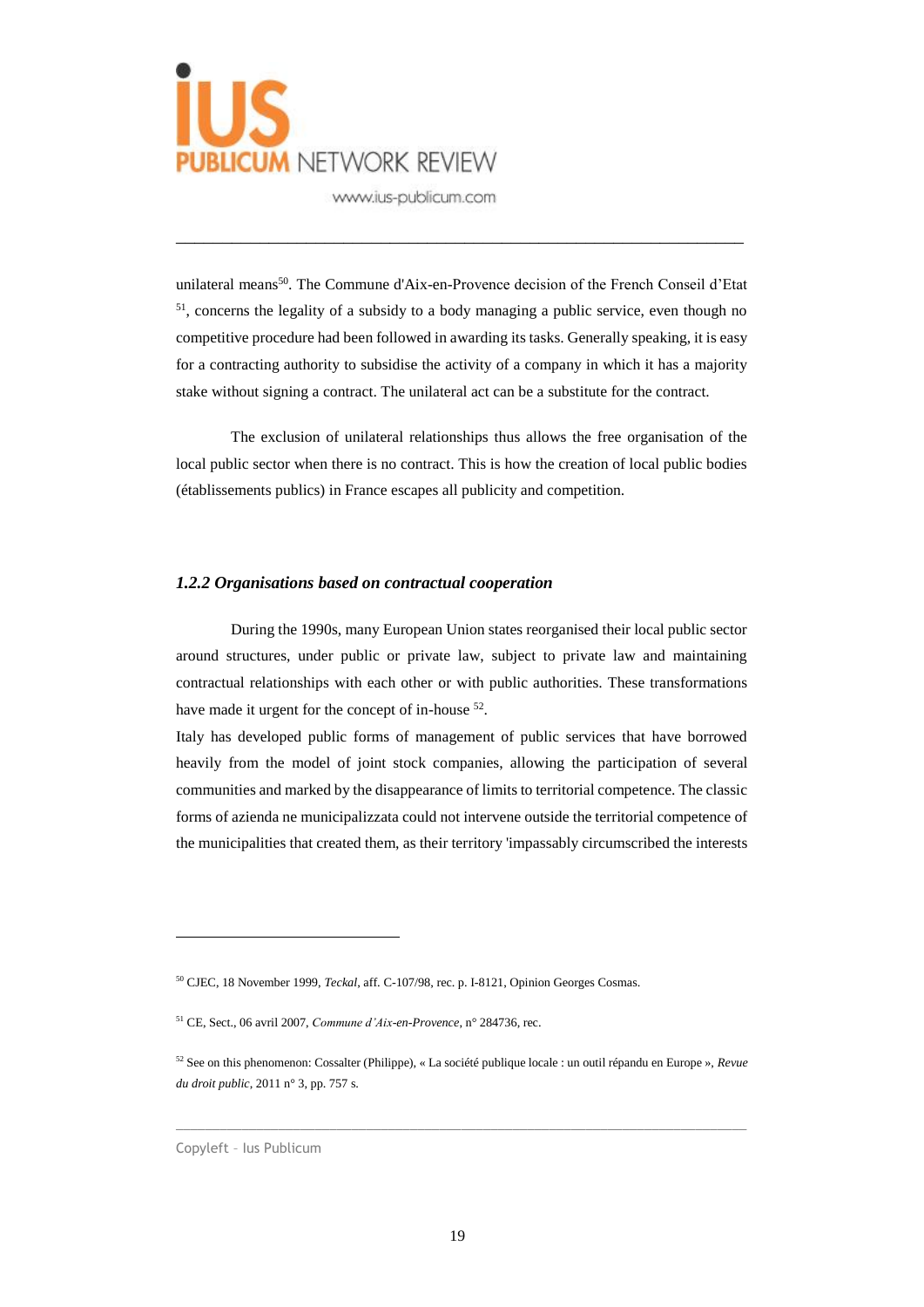unilateral means[50]. The Commune d'Aix-en-Provence decision of the French Conseil d'Etat [51], concerns the legality of a subsidy to a body managing a public service, even though no competitive procedure had been followed in awarding its tasks. Generally speaking, it is easy for a contracting authority to subsidise the activity of a company in which it has a majority stake without signing a contract. The unilateral act can be a substitute for the contract.

The exclusion of unilateral relationships thus allows the free organisation of the local public sector when there is no contract. This is how the creation of local public bodies (établissements publics) in France escapes all publicity and competition.

### *1.2.2 Organisations based on contractual cooperation*

During the 1990s, many European Union states reorganised their local public sector around structures, under public or private law, subject to private law and maintaining contractual relationships with each other or with public authorities. These transformations have made it urgent for the concept of in-house [52].

Italy has developed public forms of management of public services that have borrowed heavily from the model of joint stock companies, allowing the participation of several communities and marked by the disappearance of limits to territorial competence. The classic forms of azienda ne municipalizzata could not intervene outside the territorial competence of the municipalities that created them, as their territory 'impassably circumscribed the interests

---

[50] CJEC, 18 November 1999, *Teckal*, aff. C-107/98, rec. p. I-8121, Opinion Georges Cosmas.

[51] CE, Sect., 06 avril 2007, *Commune d'Aix-en-Provence*, n° 284736, rec.

[52] See on this phenomenon: Cossalter (Philippe), « La société publique locale : un outil répandu en Europe », *Revue du droit public*, 2011 n° 3, pp. 757 s.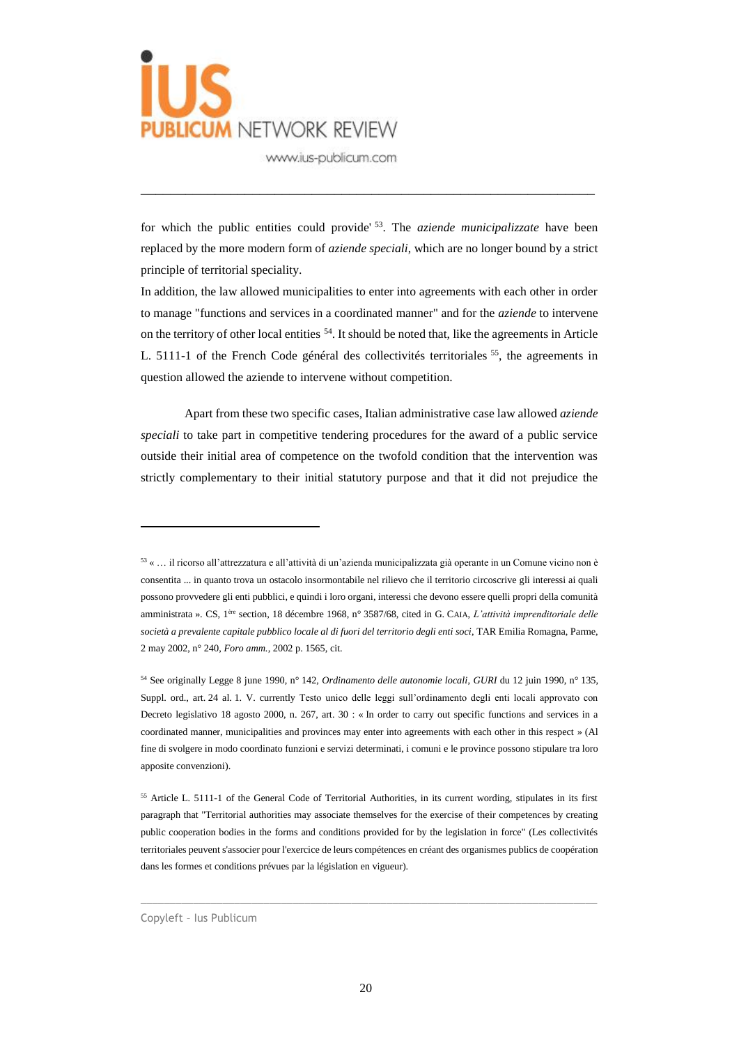for which the public entities could provide' [53]. The *aziende municipalizzate* have been replaced by the more modern form of *aziende speciali*, which are no longer bound by a strict principle of territorial speciality.

In addition, the law allowed municipalities to enter into agreements with each other in order to manage "functions and services in a coordinated manner" and for the *aziende* to intervene on the territory of other local entities [54]. It should be noted that, like the agreements in Article L. 5111-1 of the French Code général des collectivités territoriales [55], the agreements in question allowed the aziende to intervene without competition.

Apart from these two specific cases, Italian administrative case law allowed *aziende speciali* to take part in competitive tendering procedures for the award of a public service outside their initial area of competence on the twofold condition that the intervention was strictly complementary to their initial statutory purpose and that it did not prejudice the

---

[53] « … il ricorso all'attrezzatura e all'attività di un'azienda municipalizzata già operante in un Comune vicino non è consentita ... in quanto trova un ostacolo insormontabile nel rilievo che il territorio circoscrive gli interessi ai quali possono provvedere gli enti pubblici, e quindi i loro organi, interessi che devono essere quelli propri della comunità amministrata ». CS, 1[ère] section, 18 décembre 1968, n° 3587/68, cited in G. CAIA, *L'attività imprenditoriale delle società a prevalente capitale pubblico locale al di fuori del territorio degli enti soci*, TAR Emilia Romagna, Parme, 2 may 2002, n° 240, *Foro amm.*, 2002 p. 1565, cit.

[54] See originally Legge 8 june 1990, n° 142, *Ordinamento delle autonomie locali*, *GURI* du 12 juin 1990, n° 135, Suppl. ord., art. 24 al. 1. V. currently Testo unico delle leggi sull'ordinamento degli enti locali approvato con Decreto legislativo 18 agosto 2000, n. 267, art. 30 : « In order to carry out specific functions and services in a coordinated manner, municipalities and provinces may enter into agreements with each other in this respect » (Al fine di svolgere in modo coordinato funzioni e servizi determinati, i comuni e le province possono stipulare tra loro apposite convenzioni).

[55] Article L. 5111-1 of the General Code of Territorial Authorities, in its current wording, stipulates in its first paragraph that "Territorial authorities may associate themselves for the exercise of their competences by creating public cooperation bodies in the forms and conditions provided for by the legislation in force" (Les collectivités territoriales peuvent s'associer pour l'exercice de leurs compétences en créant des organismes publics de coopération dans les formes et conditions prévues par la législation en vigueur).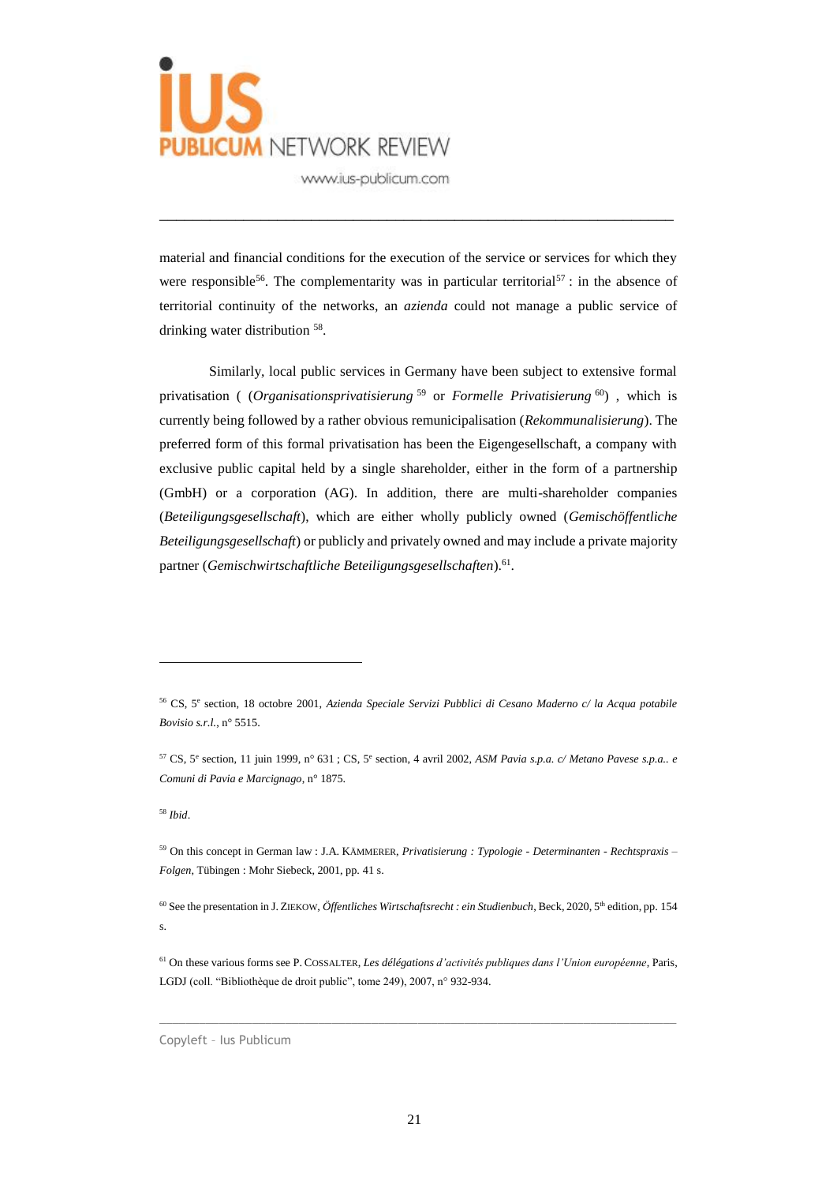material and financial conditions for the execution of the service or services for which they were responsible[56]. The complementarity was in particular territorial[57] : in the absence of territorial continuity of the networks, an *azienda* could not manage a public service of drinking water distribution [58].

Similarly, local public services in Germany have been subject to extensive formal privatisation ( (*Organisationsprivatisierung* [59] or *Formelle Privatisierung* [60]) , which is currently being followed by a rather obvious remunicipalisation (*Rekommunalisierung*). The preferred form of this formal privatisation has been the Eigengesellschaft, a company with exclusive public capital held by a single shareholder, either in the form of a partnership (GmbH) or a corporation (AG). In addition, there are multi-shareholder companies (*Beteiligungsgesellschaft*), which are either wholly publicly owned (*Gemischöffentliche Beteiligungsgesellschaft*) or publicly and privately owned and may include a private majority partner (*Gemischwirtschaftliche Beteiligungsgesellschaften*).[61].

---

[56] CS, 5e section, 18 octobre 2001, *Azienda Speciale Servizi Pubblici di Cesano Maderno c/ la Acqua potabile Bovisio s.r.l.*, n° 5515.

[57] CS, 5e section, 11 juin 1999, n° 631 ; CS, 5e section, 4 avril 2002, *ASM Pavia s.p.a. c/ Metano Pavese s.p.a.. e Comuni di Pavia e Marcignago*, n° 1875.

[58] *Ibid*.

[59] On this concept in German law : J.A. KÄMMERER, *Privatisierung : Typologie - Determinanten - Rechtspraxis – Folgen*, Tübingen : Mohr Siebeck, 2001, pp. 41 s.

[60] See the presentation in J. ZIEKOW, *Öffentliches Wirtschaftsrecht : ein Studienbuch*, Beck, 2020, 5th edition, pp. 154 s.

[61] On these various forms see P. COSSALTER, *Les délégations d'activités publiques dans l'Union européenne*, Paris, LGDJ (coll. "Bibliothèque de droit public", tome 249), 2007, n° 932-934.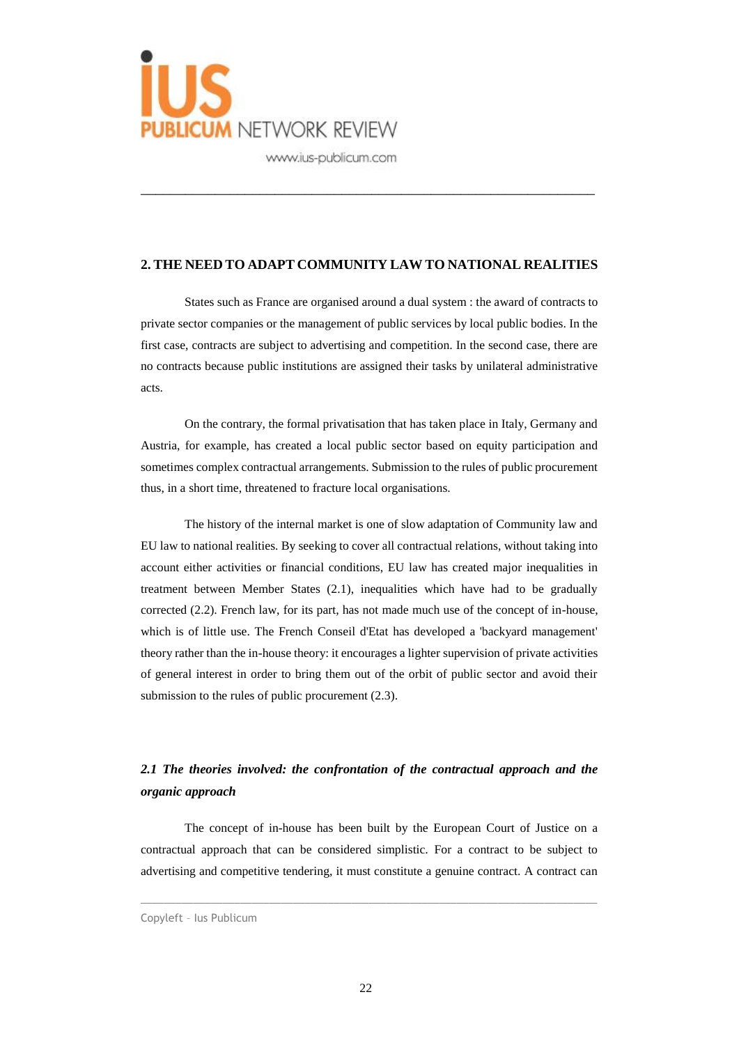## 2. THE NEED TO ADAPT COMMUNITY LAW TO NATIONAL REALITIES

States such as France are organised around a dual system : the award of contracts to private sector companies or the management of public services by local public bodies. In the first case, contracts are subject to advertising and competition. In the second case, there are no contracts because public institutions are assigned their tasks by unilateral administrative acts.

On the contrary, the formal privatisation that has taken place in Italy, Germany and Austria, for example, has created a local public sector based on equity participation and sometimes complex contractual arrangements. Submission to the rules of public procurement thus, in a short time, threatened to fracture local organisations.

The history of the internal market is one of slow adaptation of Community law and EU law to national realities. By seeking to cover all contractual relations, without taking into account either activities or financial conditions, EU law has created major inequalities in treatment between Member States (2.1), inequalities which have had to be gradually corrected (2.2). French law, for its part, has not made much use of the concept of in-house, which is of little use. The French Conseil d'Etat has developed a 'backyard management' theory rather than the in-house theory: it encourages a lighter supervision of private activities of general interest in order to bring them out of the orbit of public sector and avoid their submission to the rules of public procurement (2.3).

### *2.1 The theories involved: the confrontation of the contractual approach and the organic approach*

The concept of in-house has been built by the European Court of Justice on a contractual approach that can be considered simplistic. For a contract to be subject to advertising and competitive tendering, it must constitute a genuine contract. A contract can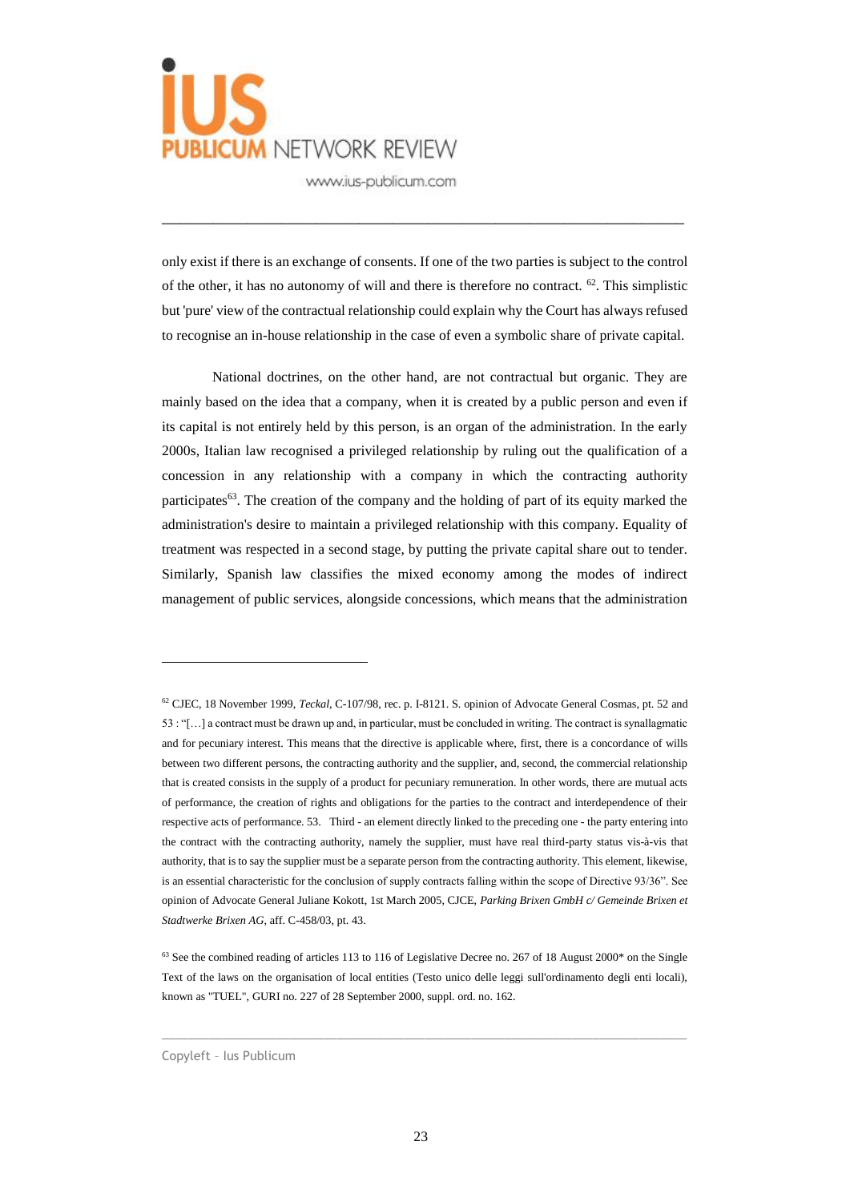only exist if there is an exchange of consents. If one of the two parties is subject to the control of the other, it has no autonomy of will and there is therefore no contract. [62]. This simplistic but 'pure' view of the contractual relationship could explain why the Court has always refused to recognise an in-house relationship in the case of even a symbolic share of private capital.

National doctrines, on the other hand, are not contractual but organic. They are mainly based on the idea that a company, when it is created by a public person and even if its capital is not entirely held by this person, is an organ of the administration. In the early 2000s, Italian law recognised a privileged relationship by ruling out the qualification of a concession in any relationship with a company in which the contracting authority participates[63]. The creation of the company and the holding of part of its equity marked the administration's desire to maintain a privileged relationship with this company. Equality of treatment was respected in a second stage, by putting the private capital share out to tender. Similarly, Spanish law classifies the mixed economy among the modes of indirect management of public services, alongside concessions, which means that the administration

---

[62] CJEC, 18 November 1999, *Teckal*, C-107/98, rec. p. I-8121. S. opinion of Advocate General Cosmas, pt. 52 and 53 : "[…] a contract must be drawn up and, in particular, must be concluded in writing. The contract is synallagmatic and for pecuniary interest. This means that the directive is applicable where, first, there is a concordance of wills between two different persons, the contracting authority and the supplier, and, second, the commercial relationship that is created consists in the supply of a product for pecuniary remuneration. In other words, there are mutual acts of performance, the creation of rights and obligations for the parties to the contract and interdependence of their respective acts of performance. 53. Third - an element directly linked to the preceding one - the party entering into the contract with the contracting authority, namely the supplier, must have real third-party status vis-à-vis that authority, that is to say the supplier must be a separate person from the contracting authority. This element, likewise, is an essential characteristic for the conclusion of supply contracts falling within the scope of Directive 93/36". See opinion of Advocate General Juliane Kokott, 1st March 2005, CJCE, *Parking Brixen GmbH c/ Gemeinde Brixen et Stadtwerke Brixen AG*, aff. C-458/03, pt. 43.

[63] See the combined reading of articles 113 to 116 of Legislative Decree no. 267 of 18 August 2000* on the Single Text of the laws on the organisation of local entities (Testo unico delle leggi sull'ordinamento degli enti locali), known as "TUEL", GURI no. 227 of 28 September 2000, suppl. ord. no. 162.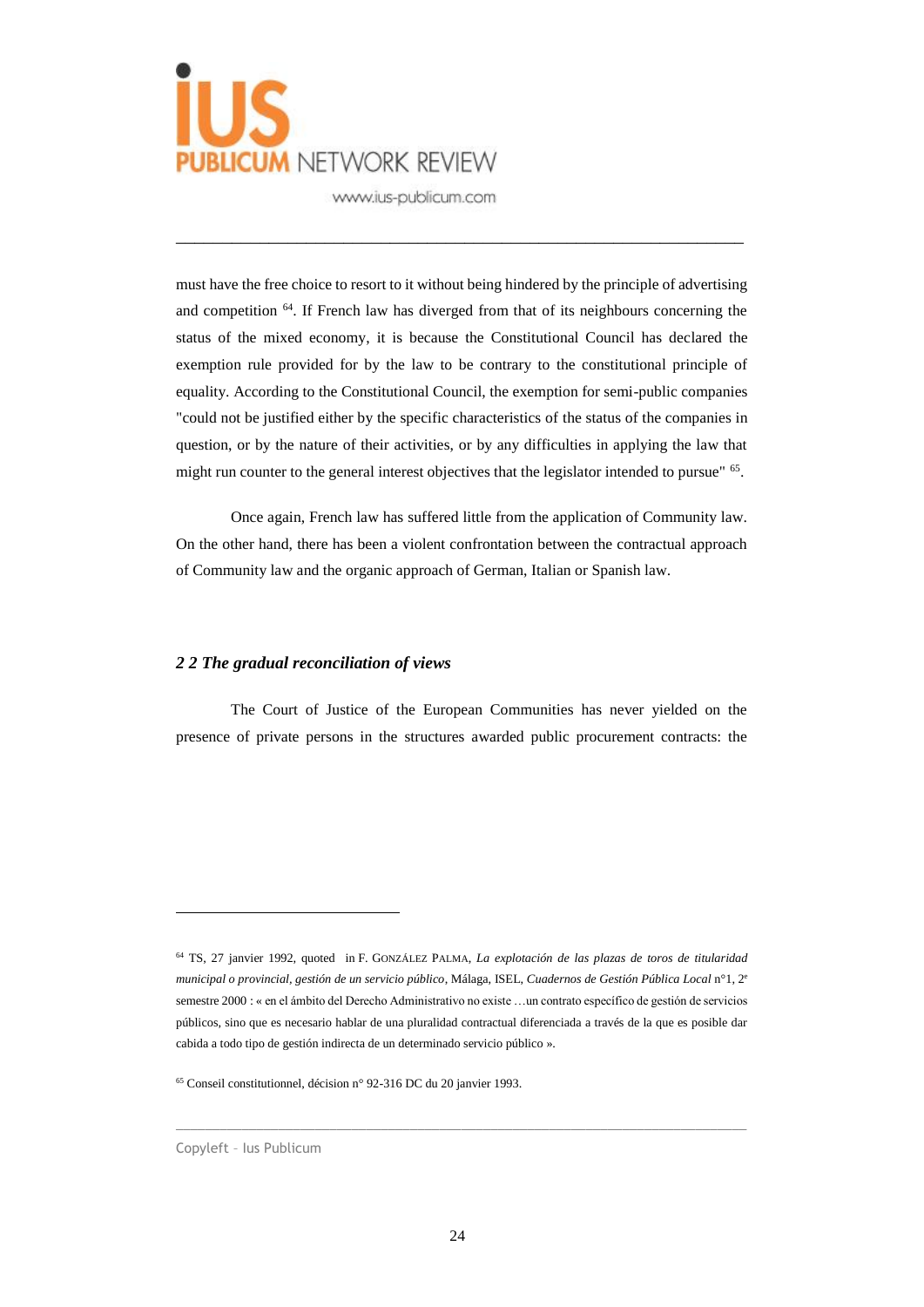must have the free choice to resort to it without being hindered by the principle of advertising and competition [64]. If French law has diverged from that of its neighbours concerning the status of the mixed economy, it is because the Constitutional Council has declared the exemption rule provided for by the law to be contrary to the constitutional principle of equality. According to the Constitutional Council, the exemption for semi-public companies "could not be justified either by the specific characteristics of the status of the companies in question, or by the nature of their activities, or by any difficulties in applying the law that might run counter to the general interest objectives that the legislator intended to pursue" [65].

Once again, French law has suffered little from the application of Community law. On the other hand, there has been a violent confrontation between the contractual approach of Community law and the organic approach of German, Italian or Spanish law.

### *2 2 The gradual reconciliation of views*

The Court of Justice of the European Communities has never yielded on the presence of private persons in the structures awarded public procurement contracts: the

---

[64] TS, 27 janvier 1992, quoted in F. GONZÁLEZ PALMA, *La explotación de las plazas de toros de titularidad municipal o provincial, gestión de un servicio público*, Málaga, ISEL, *Cuadernos de Gestión Pública Local* n°1, 2e semestre 2000 : « en el ámbito del Derecho Administrativo no existe …un contrato específico de gestión de servicios públicos, sino que es necesario hablar de una pluralidad contractual diferenciada a través de la que es posible dar cabida a todo tipo de gestión indirecta de un determinado servicio público ».

[65] Conseil constitutionnel, décision n° 92-316 DC du 20 janvier 1993.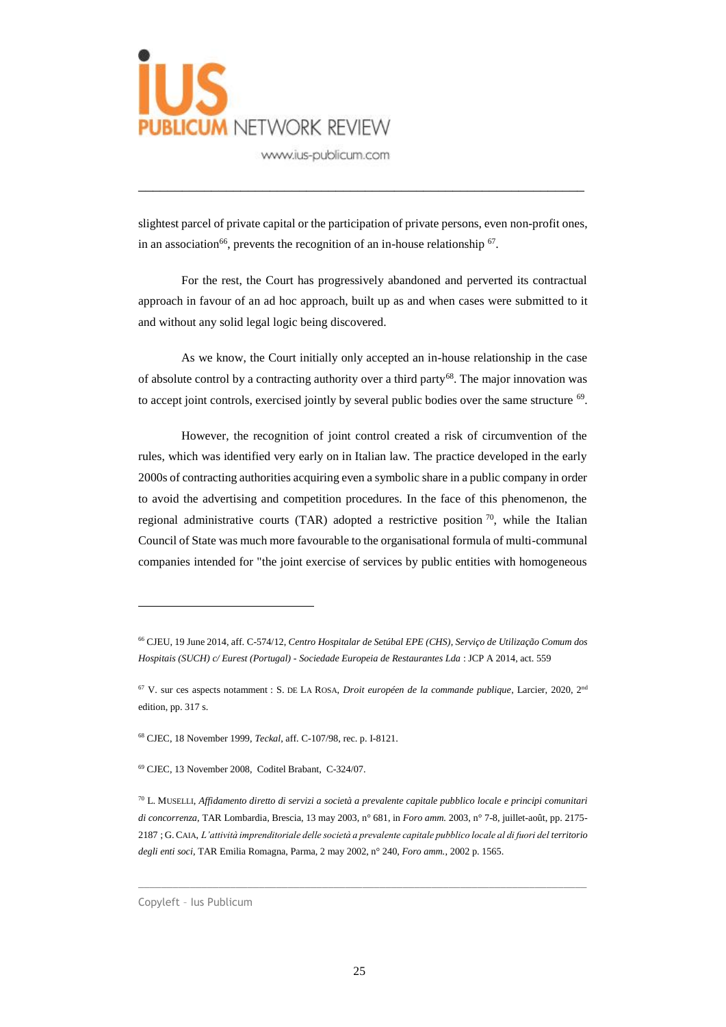slightest parcel of private capital or the participation of private persons, even non-profit ones, in an association[66], prevents the recognition of an in-house relationship [67].

For the rest, the Court has progressively abandoned and perverted its contractual approach in favour of an ad hoc approach, built up as and when cases were submitted to it and without any solid legal logic being discovered.

As we know, the Court initially only accepted an in-house relationship in the case of absolute control by a contracting authority over a third party[68]. The major innovation was to accept joint controls, exercised jointly by several public bodies over the same structure [69].

However, the recognition of joint control created a risk of circumvention of the rules, which was identified very early on in Italian law. The practice developed in the early 2000s of contracting authorities acquiring even a symbolic share in a public company in order to avoid the advertising and competition procedures. In the face of this phenomenon, the regional administrative courts (TAR) adopted a restrictive position [70], while the Italian Council of State was much more favourable to the organisational formula of multi-communal companies intended for "the joint exercise of services by public entities with homogeneous

---

[66] CJEU, 19 June 2014, aff. C-574/12, *Centro Hospitalar de Setúbal EPE (CHS), Serviço de Utilização Comum dos Hospitais (SUCH) c/ Eurest (Portugal) - Sociedade Europeia de Restaurantes Lda* : JCP A 2014, act. 559

[67] V. sur ces aspects notamment : S. DE LA ROSA, *Droit européen de la commande publique*, Larcier, 2020, 2nd edition, pp. 317 s.

[68] CJEC, 18 November 1999, *Teckal*, aff. C-107/98, rec. p. I-8121.

[69] CJEC, 13 November 2008, Coditel Brabant, C-324/07.

[70] L. MUSELLI, *Affidamento diretto di servizi a società a prevalente capitale pubblico locale e principi comunitari di concorrenza*, TAR Lombardia, Brescia, 13 may 2003, n° 681, in *Foro amm.* 2003, n° 7-8, juillet-août, pp. 2175-2187 ; G. CAIA, *L'attività imprenditoriale delle società a prevalente capitale pubblico locale al di fuori del territorio degli enti soci*, TAR Emilia Romagna, Parma, 2 may 2002, n° 240, *Foro amm.*, 2002 p. 1565.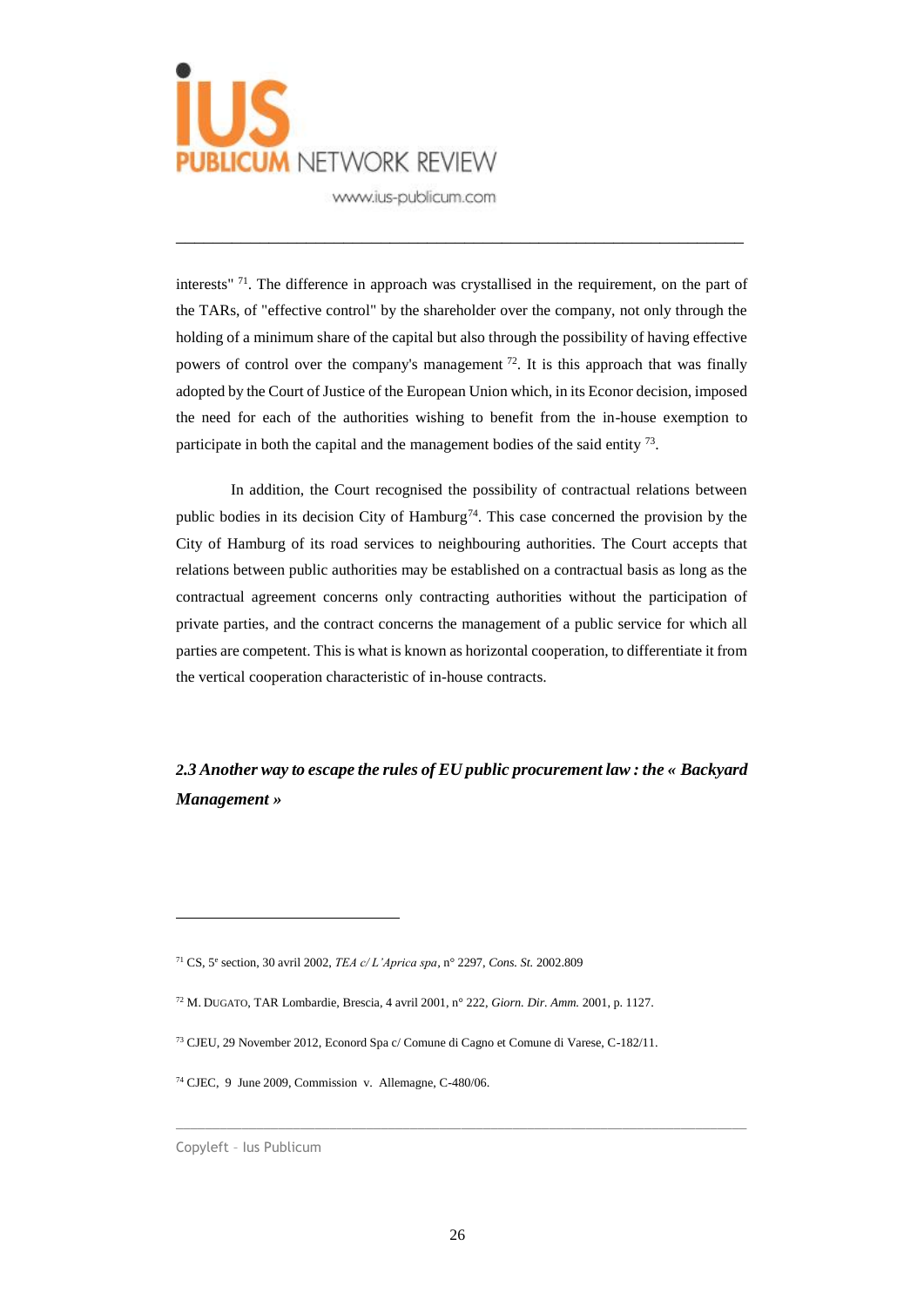interests" [71]. The difference in approach was crystallised in the requirement, on the part of the TARs, of "effective control" by the shareholder over the company, not only through the holding of a minimum share of the capital but also through the possibility of having effective powers of control over the company's management [72]. It is this approach that was finally adopted by the Court of Justice of the European Union which, in its Econor decision, imposed the need for each of the authorities wishing to benefit from the in-house exemption to participate in both the capital and the management bodies of the said entity [73].

In addition, the Court recognised the possibility of contractual relations between public bodies in its decision City of Hamburg[74]. This case concerned the provision by the City of Hamburg of its road services to neighbouring authorities. The Court accepts that relations between public authorities may be established on a contractual basis as long as the contractual agreement concerns only contracting authorities without the participation of private parties, and the contract concerns the management of a public service for which all parties are competent. This is what is known as horizontal cooperation, to differentiate it from the vertical cooperation characteristic of in-house contracts.

### *2.3 Another way to escape the rules of EU public procurement law : the « Backyard Management »*

---

[71] CS, 5e section, 30 avril 2002, *TEA c/ L'Aprica spa*, n° 2297, *Cons. St.* 2002.809

[72] M. DUGATO, TAR Lombardie, Brescia, 4 avril 2001, n° 222, *Giorn. Dir. Amm.* 2001, p. 1127.

[73] CJEU, 29 November 2012, Econord Spa c/ Comune di Cagno et Comune di Varese, C-182/11.

[74] CJEC, 9 June 2009, Commission v. Allemagne, C-480/06.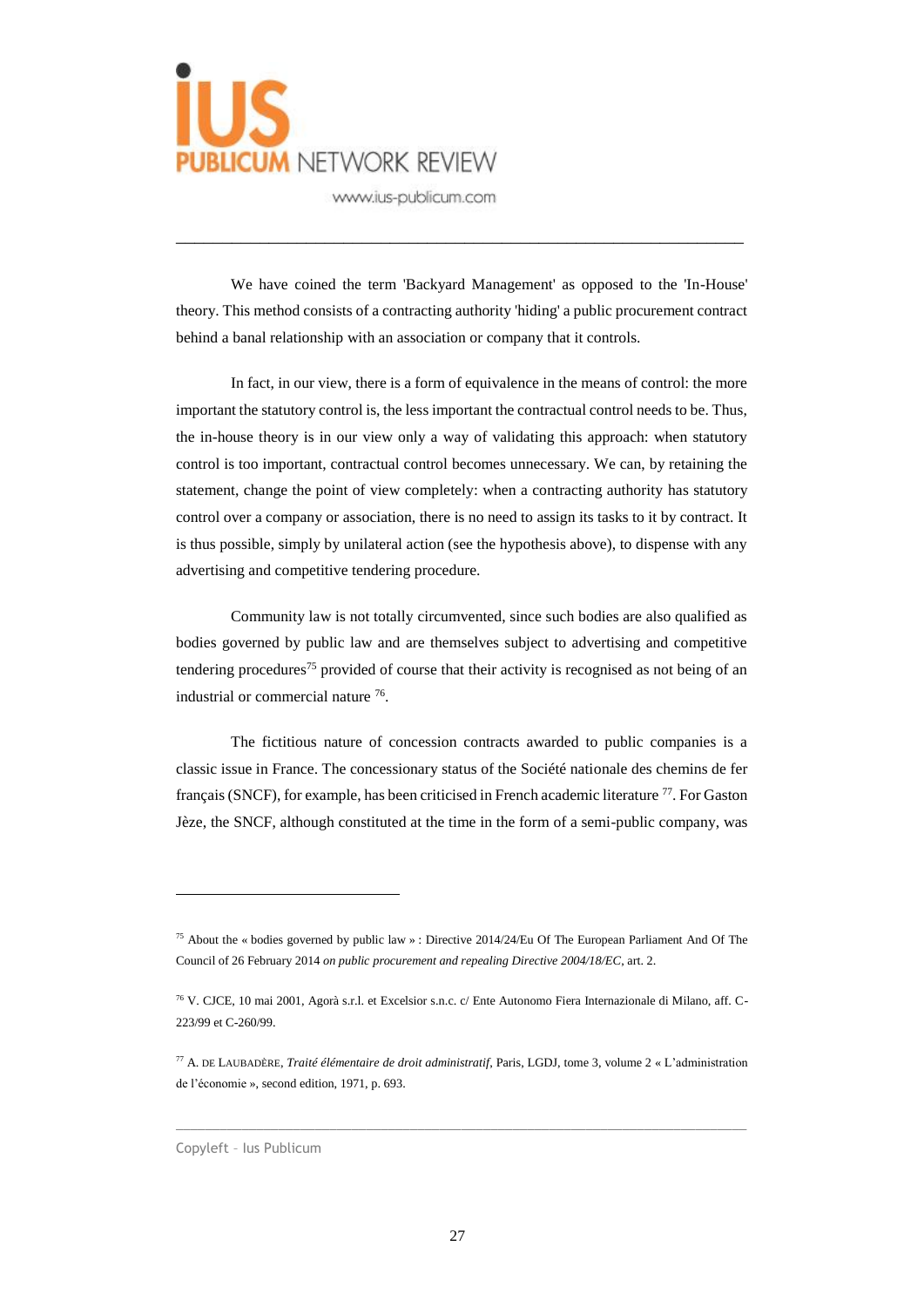We have coined the term 'Backyard Management' as opposed to the 'In-House' theory. This method consists of a contracting authority 'hiding' a public procurement contract behind a banal relationship with an association or company that it controls.

In fact, in our view, there is a form of equivalence in the means of control: the more important the statutory control is, the less important the contractual control needs to be. Thus, the in-house theory is in our view only a way of validating this approach: when statutory control is too important, contractual control becomes unnecessary. We can, by retaining the statement, change the point of view completely: when a contracting authority has statutory control over a company or association, there is no need to assign its tasks to it by contract. It is thus possible, simply by unilateral action (see the hypothesis above), to dispense with any advertising and competitive tendering procedure.

Community law is not totally circumvented, since such bodies are also qualified as bodies governed by public law and are themselves subject to advertising and competitive tendering procedures[75] provided of course that their activity is recognised as not being of an industrial or commercial nature [76].

The fictitious nature of concession contracts awarded to public companies is a classic issue in France. The concessionary status of the Société nationale des chemins de fer français (SNCF), for example, has been criticised in French academic literature [77]. For Gaston Jèze, the SNCF, although constituted at the time in the form of a semi-public company, was

---

[75] About the « bodies governed by public law » : Directive 2014/24/Eu Of The European Parliament And Of The Council of 26 February 2014 *on public procurement and repealing Directive 2004/18/EC*, art. 2.

[76] V. CJCE, 10 mai 2001, Agorà s.r.l. et Excelsior s.n.c. c/ Ente Autonomo Fiera Internazionale di Milano, aff. C-223/99 et C-260/99.

[77] A. DE LAUBADÈRE, *Traité élémentaire de droit administratif*, Paris, LGDJ, tome 3, volume 2 « L'administration de l'économie », second edition, 1971, p. 693.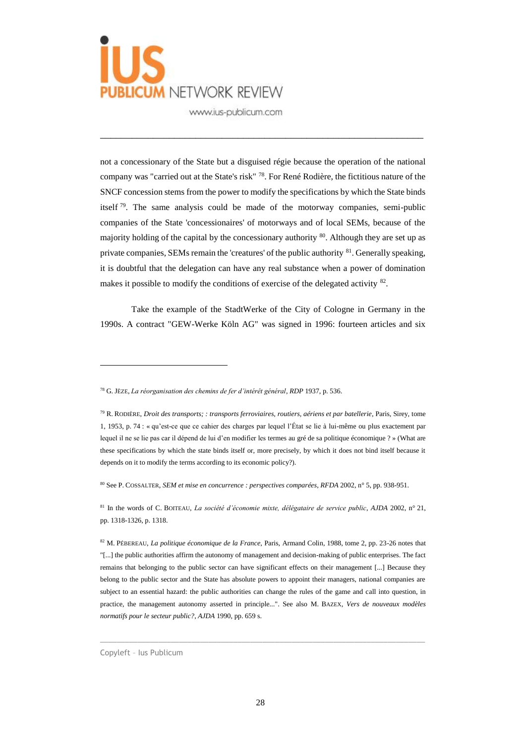not a concessionary of the State but a disguised régie because the operation of the national company was "carried out at the State's risk" [78]. For René Rodière, the fictitious nature of the SNCF concession stems from the power to modify the specifications by which the State binds itself [79]. The same analysis could be made of the motorway companies, semi-public companies of the State 'concessionaires' of motorways and of local SEMs, because of the majority holding of the capital by the concessionary authority [80]. Although they are set up as private companies, SEMs remain the 'creatures' of the public authority [81]. Generally speaking, it is doubtful that the delegation can have any real substance when a power of domination makes it possible to modify the conditions of exercise of the delegated activity [82].

Take the example of the StadtWerke of the City of Cologne in Germany in the 1990s. A contract "GEW-Werke Köln AG" was signed in 1996: fourteen articles and six

---

[78] G. Jèze, *La réorganisation des chemins de fer d'intérêt général*, *RDP* 1937, p. 536.

[79] R. Rodière, *Droit des transports; : transports ferroviaires, routiers, aériens et par batellerie*, Paris, Sirey, tome 1, 1953, p. 74 : « qu'est-ce que ce cahier des charges par lequel l'État se lie à lui-même ou plus exactement par lequel il ne se lie pas car il dépend de lui d'en modifier les termes au gré de sa politique économique ? » (What are these specifications by which the state binds itself or, more precisely, by which it does not bind itself because it depends on it to modify the terms according to its economic policy?).

[80] See P. Cossalter, *SEM et mise en concurrence : perspectives comparées*, *RFDA* 2002, n° 5, pp. 938-951.

[81] In the words of C. Boiteau, *La société d'économie mixte, délégataire de service public*, *AJDA* 2002, n° 21, pp. 1318-1326, p. 1318.

[82] M. Pébereau, *La politique économique de la France*, Paris, Armand Colin, 1988, tome 2, pp. 23-26 notes that "[...] the public authorities affirm the autonomy of management and decision-making of public enterprises. The fact remains that belonging to the public sector can have significant effects on their management [...] Because they belong to the public sector and the State has absolute powers to appoint their managers, national companies are subject to an essential hazard: the public authorities can change the rules of the game and call into question, in practice, the management autonomy asserted in principle...". See also M. Bazex, *Vers de nouveaux modèles normatifs pour le secteur public?*, *AJDA* 1990, pp. 659 s.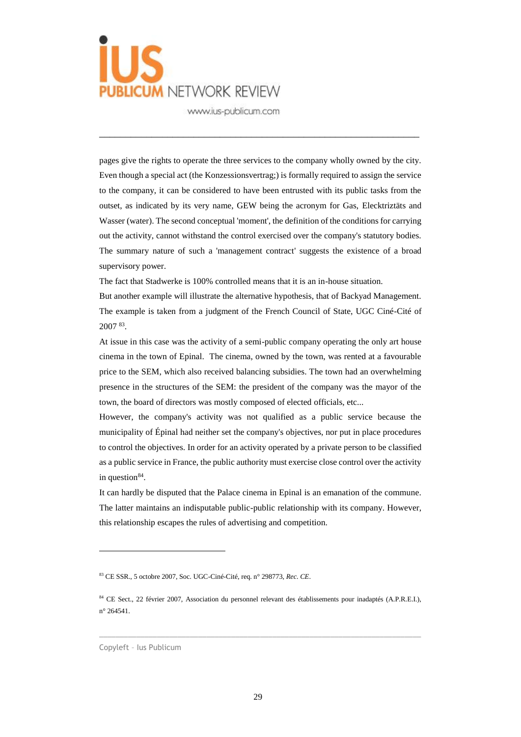pages give the rights to operate the three services to the company wholly owned by the city. Even though a special act (the Konzessionsvertrag;) is formally required to assign the service to the company, it can be considered to have been entrusted with its public tasks from the outset, as indicated by its very name, GEW being the acronym for Gas, Elecktriztäts and Wasser (water). The second conceptual 'moment', the definition of the conditions for carrying out the activity, cannot withstand the control exercised over the company's statutory bodies. The summary nature of such a 'management contract' suggests the existence of a broad supervisory power.

The fact that Stadwerke is 100% controlled means that it is an in-house situation.

But another example will illustrate the alternative hypothesis, that of Backyad Management. The example is taken from a judgment of the French Council of State, UGC Ciné-Cité of 2007 [83].

At issue in this case was the activity of a semi-public company operating the only art house cinema in the town of Epinal. The cinema, owned by the town, was rented at a favourable price to the SEM, which also received balancing subsidies. The town had an overwhelming presence in the structures of the SEM: the president of the company was the mayor of the town, the board of directors was mostly composed of elected officials, etc...

However, the company's activity was not qualified as a public service because the municipality of Épinal had neither set the company's objectives, nor put in place procedures to control the objectives. In order for an activity operated by a private person to be classified as a public service in France, the public authority must exercise close control over the activity in question[84].

It can hardly be disputed that the Palace cinema in Epinal is an emanation of the commune. The latter maintains an indisputable public-public relationship with its company. However, this relationship escapes the rules of advertising and competition.

---

[83] CE SSR., 5 octobre 2007, Soc. UGC-Ciné-Cité, req. n° 298773, *Rec. CE*.

[84] CE Sect., 22 février 2007, Association du personnel relevant des établissements pour inadaptés (A.P.R.E.I.), n° 264541.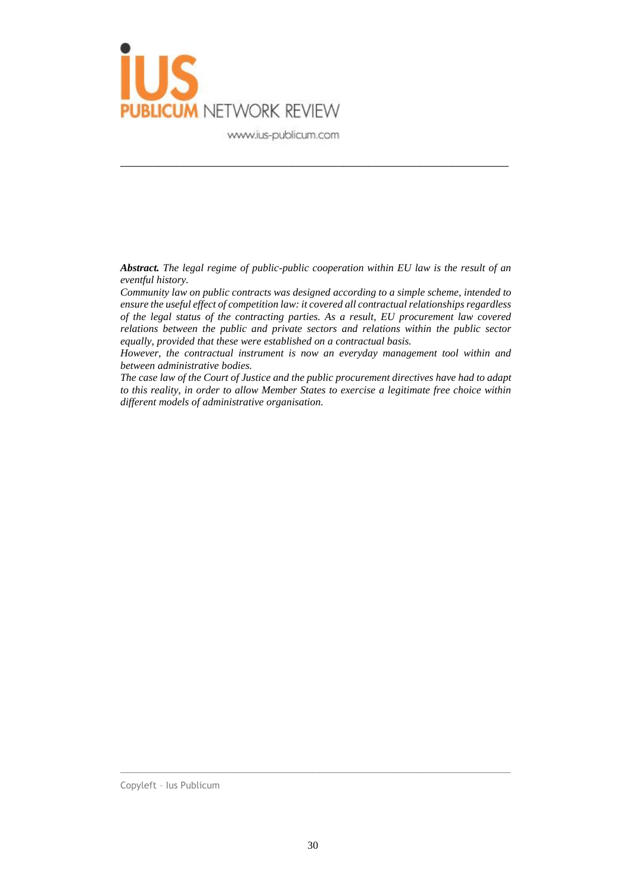***Abstract.*** *The legal regime of public-public cooperation within EU law is the result of an eventful history.*

*Community law on public contracts was designed according to a simple scheme, intended to ensure the useful effect of competition law: it covered all contractual relationships regardless of the legal status of the contracting parties. As a result, EU procurement law covered relations between the public and private sectors and relations within the public sector equally, provided that these were established on a contractual basis.*

*However, the contractual instrument is now an everyday management tool within and between administrative bodies.*

*The case law of the Court of Justice and the public procurement directives have had to adapt to this reality, in order to allow Member States to exercise a legitimate free choice within different models of administrative organisation.*